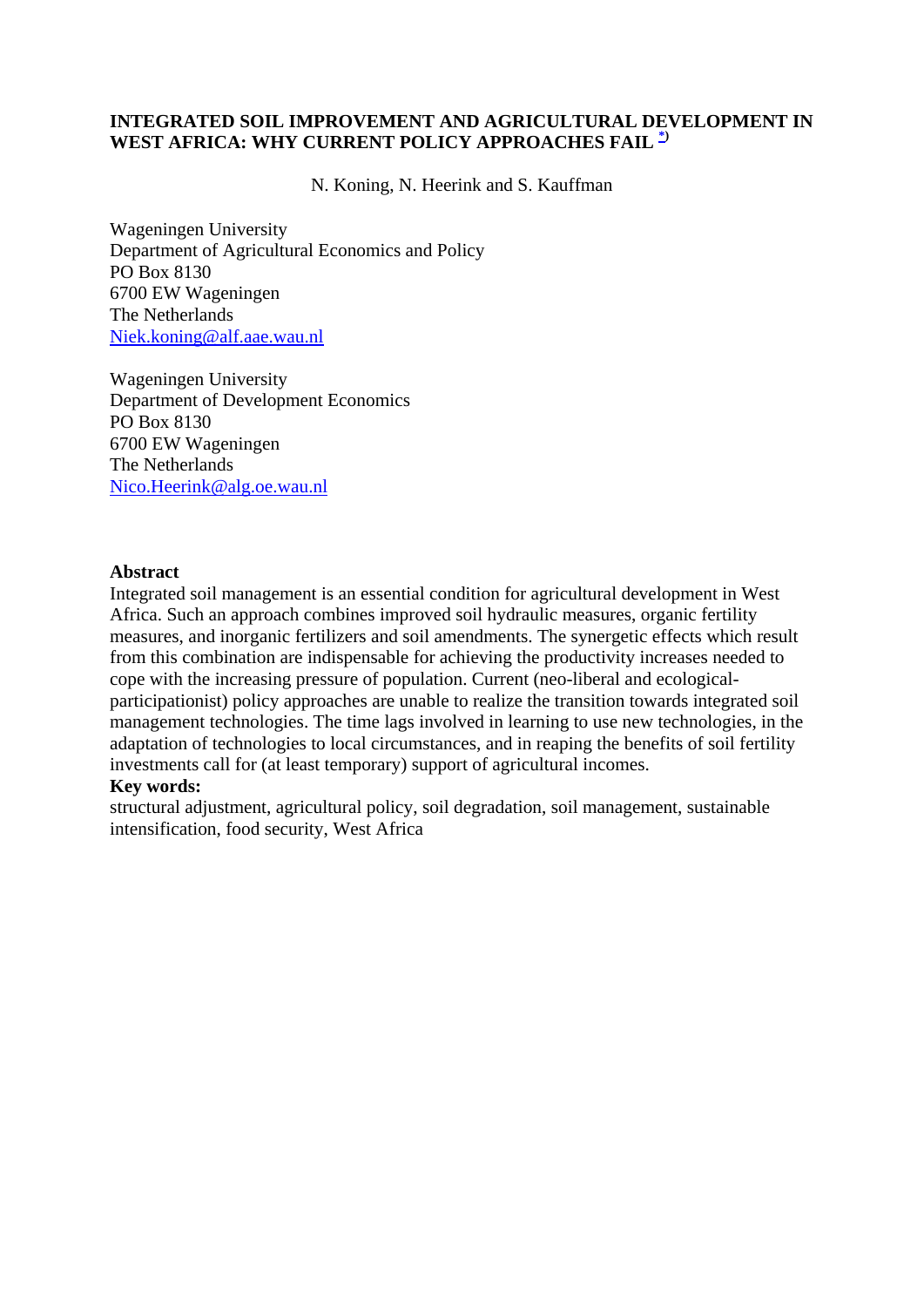# INTEGRATED SOIL IMPROVEMENT AND AGRICULTURAL DEVELOPMENT IN WEST AFRICA: WHY CURRENT POLICY APPROACHES FAIL *)

N. Koning, N. Heerink and S. Kauffman

Wageningen University  
Department of Agricultural Economics and Policy  
PO Box 8130  
6700 EW Wageningen  
The Netherlands  
Niek.koning@alf.aae.wau.nl

Wageningen University  
Department of Development Economics  
PO Box 8130  
6700 EW Wageningen  
The Netherlands  
Nico.Heerink@alg.oe.wau.nl

**Abstract**

Integrated soil management is an essential condition for agricultural development in West Africa. Such an approach combines improved soil hydraulic measures, organic fertility measures, and inorganic fertilizers and soil amendments. The synergetic effects which result from this combination are indispensable for achieving the productivity increases needed to cope with the increasing pressure of population. Current (neo-liberal and ecological-participationist) policy approaches are unable to realize the transition towards integrated soil management technologies. The time lags involved in learning to use new technologies, in the adaptation of technologies to local circumstances, and in reaping the benefits of soil fertility investments call for (at least temporary) support of agricultural incomes.

**Key words:**

structural adjustment, agricultural policy, soil degradation, soil management, sustainable intensification, food security, West Africa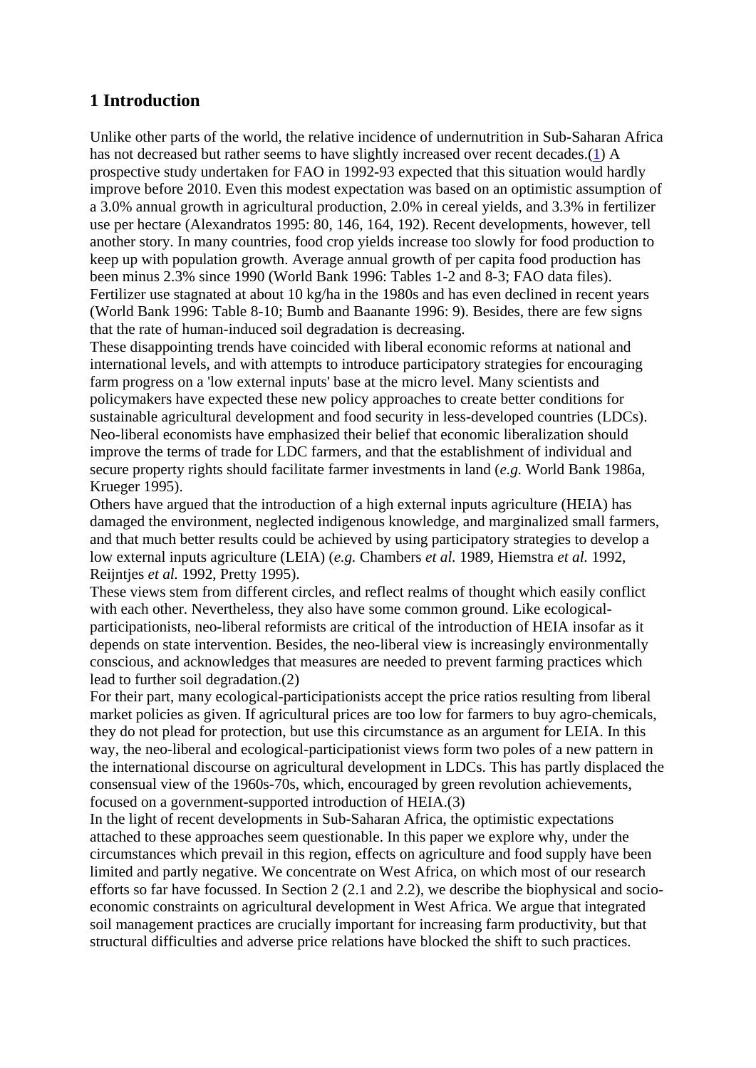## 1 Introduction

Unlike other parts of the world, the relative incidence of undernutrition in Sub-Saharan Africa has not decreased but rather seems to have slightly increased over recent decades.(1) A prospective study undertaken for FAO in 1992-93 expected that this situation would hardly improve before 2010. Even this modest expectation was based on an optimistic assumption of a 3.0% annual growth in agricultural production, 2.0% in cereal yields, and 3.3% in fertilizer use per hectare (Alexandratos 1995: 80, 146, 164, 192). Recent developments, however, tell another story. In many countries, food crop yields increase too slowly for food production to keep up with population growth. Average annual growth of per capita food production has been minus 2.3% since 1990 (World Bank 1996: Tables 1-2 and 8-3; FAO data files). Fertilizer use stagnated at about 10 kg/ha in the 1980s and has even declined in recent years (World Bank 1996: Table 8-10; Bumb and Baanante 1996: 9). Besides, there are few signs that the rate of human-induced soil degradation is decreasing.

These disappointing trends have coincided with liberal economic reforms at national and international levels, and with attempts to introduce participatory strategies for encouraging farm progress on a 'low external inputs' base at the micro level. Many scientists and policymakers have expected these new policy approaches to create better conditions for sustainable agricultural development and food security in less-developed countries (LDCs). Neo-liberal economists have emphasized their belief that economic liberalization should improve the terms of trade for LDC farmers, and that the establishment of individual and secure property rights should facilitate farmer investments in land (*e.g.* World Bank 1986a, Krueger 1995).

Others have argued that the introduction of a high external inputs agriculture (HEIA) has damaged the environment, neglected indigenous knowledge, and marginalized small farmers, and that much better results could be achieved by using participatory strategies to develop a low external inputs agriculture (LEIA) (*e.g.* Chambers *et al.* 1989, Hiemstra *et al.* 1992, Reijntjes *et al.* 1992, Pretty 1995).

These views stem from different circles, and reflect realms of thought which easily conflict with each other. Nevertheless, they also have some common ground. Like ecological-participationists, neo-liberal reformists are critical of the introduction of HEIA insofar as it depends on state intervention. Besides, the neo-liberal view is increasingly environmentally conscious, and acknowledges that measures are needed to prevent farming practices which lead to further soil degradation.(2)

For their part, many ecological-participationists accept the price ratios resulting from liberal market policies as given. If agricultural prices are too low for farmers to buy agro-chemicals, they do not plead for protection, but use this circumstance as an argument for LEIA. In this way, the neo-liberal and ecological-participationist views form two poles of a new pattern in the international discourse on agricultural development in LDCs. This has partly displaced the consensual view of the 1960s-70s, which, encouraged by green revolution achievements, focused on a government-supported introduction of HEIA.(3)

In the light of recent developments in Sub-Saharan Africa, the optimistic expectations attached to these approaches seem questionable. In this paper we explore why, under the circumstances which prevail in this region, effects on agriculture and food supply have been limited and partly negative. We concentrate on West Africa, on which most of our research efforts so far have focussed. In Section 2 (2.1 and 2.2), we describe the biophysical and socio-economic constraints on agricultural development in West Africa. We argue that integrated soil management practices are crucially important for increasing farm productivity, but that structural difficulties and adverse price relations have blocked the shift to such practices.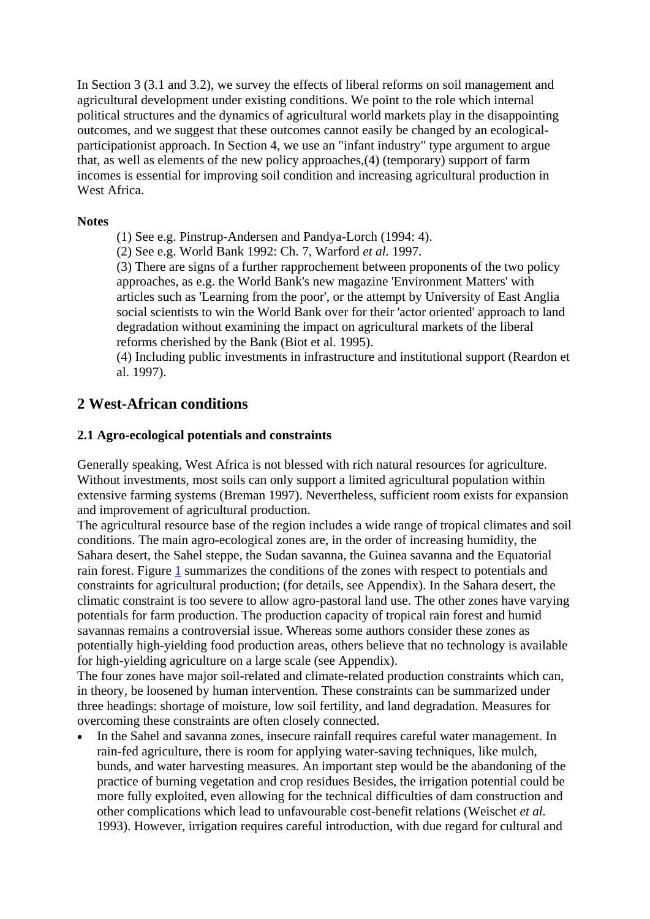In Section 3 (3.1 and 3.2), we survey the effects of liberal reforms on soil management and agricultural development under existing conditions. We point to the role which internal political structures and the dynamics of agricultural world markets play in the disappointing outcomes, and we suggest that these outcomes cannot easily be changed by an ecological-participationist approach. In Section 4, we use an "infant industry" type argument to argue that, as well as elements of the new policy approaches,(4) (temporary) support of farm incomes is essential for improving soil condition and increasing agricultural production in West Africa.

**Notes**

(1) See e.g. Pinstrup-Andersen and Pandya-Lorch (1994: 4).
(2) See e.g. World Bank 1992: Ch. 7, Warford *et al.* 1997.
(3) There are signs of a further rapprochement between proponents of the two policy approaches, as e.g. the World Bank's new magazine 'Environment Matters' with articles such as 'Learning from the poor', or the attempt by University of East Anglia social scientists to win the World Bank over for their 'actor oriented' approach to land degradation without examining the impact on agricultural markets of the liberal reforms cherished by the Bank (Biot et al. 1995).
(4) Including public investments in infrastructure and institutional support (Reardon et al. 1997).

## 2 West-African conditions

### 2.1 Agro-ecological potentials and constraints

Generally speaking, West Africa is not blessed with rich natural resources for agriculture. Without investments, most soils can only support a limited agricultural population within extensive farming systems (Breman 1997). Nevertheless, sufficient room exists for expansion and improvement of agricultural production.

The agricultural resource base of the region includes a wide range of tropical climates and soil conditions. The main agro-ecological zones are, in the order of increasing humidity, the Sahara desert, the Sahel steppe, the Sudan savanna, the Guinea savanna and the Equatorial rain forest. Figure 1 summarizes the conditions of the zones with respect to potentials and constraints for agricultural production; (for details, see Appendix). In the Sahara desert, the climatic constraint is too severe to allow agro-pastoral land use. The other zones have varying potentials for farm production. The production capacity of tropical rain forest and humid savannas remains a controversial issue. Whereas some authors consider these zones as potentially high-yielding food production areas, others believe that no technology is available for high-yielding agriculture on a large scale (see Appendix).

The four zones have major soil-related and climate-related production constraints which can, in theory, be loosened by human intervention. These constraints can be summarized under three headings: shortage of moisture, low soil fertility, and land degradation. Measures for overcoming these constraints are often closely connected.

- In the Sahel and savanna zones, insecure rainfall requires careful water management. In rain-fed agriculture, there is room for applying water-saving techniques, like mulch, bunds, and water harvesting measures. An important step would be the abandoning of the practice of burning vegetation and crop residues Besides, the irrigation potential could be more fully exploited, even allowing for the technical difficulties of dam construction and other complications which lead to unfavourable cost-benefit relations (Weischet *et al.* 1993). However, irrigation requires careful introduction, with due regard for cultural and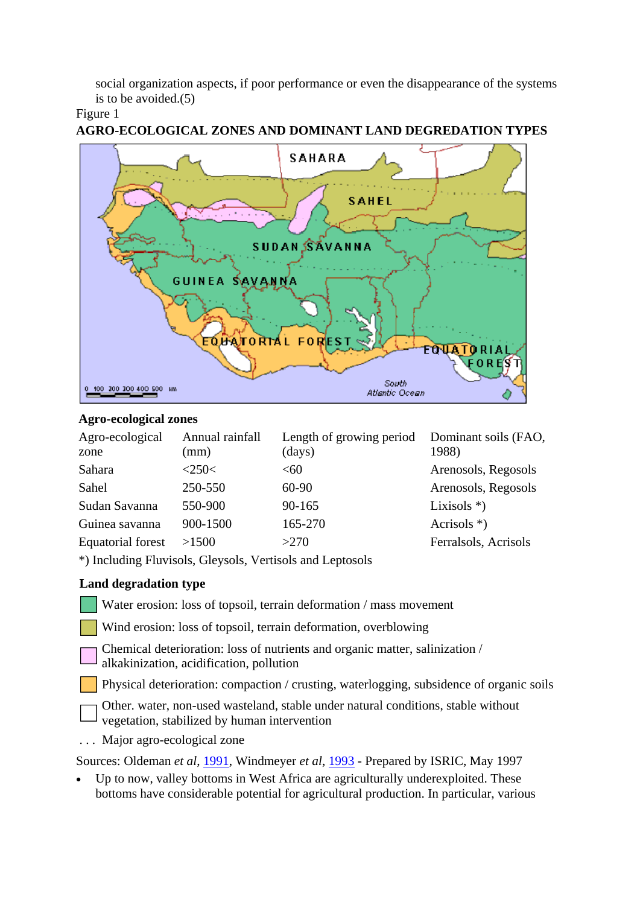social organization aspects, if poor performance or even the disappearance of the systems is to be avoided.(5)

Figure 1

**AGRO-ECOLOGICAL ZONES AND DOMINANT LAND DEGREDATION TYPES**

**Agro-ecological zones**

| Agro-ecological zone | Annual rainfall (mm) | Length of growing period (days) | Dominant soils (FAO, 1988) |
|---|---|---|---|
| Sahara | <250< | <60 | Arenosols, Regosols |
| Sahel | 250-550 | 60-90 | Arenosols, Regosols |
| Sudan Savanna | 550-900 | 90-165 | Lixisols *) |
| Guinea savanna | 900-1500 | 165-270 | Acrisols *) |
| Equatorial forest | >1500 | >270 | Ferralsols, Acrisols |

*) Including Fluvisols, Gleysols, Vertisols and Leptosols

**Land degradation type**

- Water erosion: loss of topsoil, terrain deformation / mass movement
- Wind erosion: loss of topsoil, terrain deformation, overblowing
- Chemical deterioration: loss of nutrients and organic matter, salinization / alkakinization, acidification, pollution
- Physical deterioration: compaction / crusting, waterlogging, subsidence of organic soils
- Other. water, non-used wasteland, stable under natural conditions, stable without vegetation, stabilized by human intervention

. . . Major agro-ecological zone

Sources: Oldeman *et al*, 1991, Windmeyer *et al*, 1993 - Prepared by ISRIC, May 1997

- Up to now, valley bottoms in West Africa are agriculturally underexploited. These bottoms have considerable potential for agricultural production. In particular, various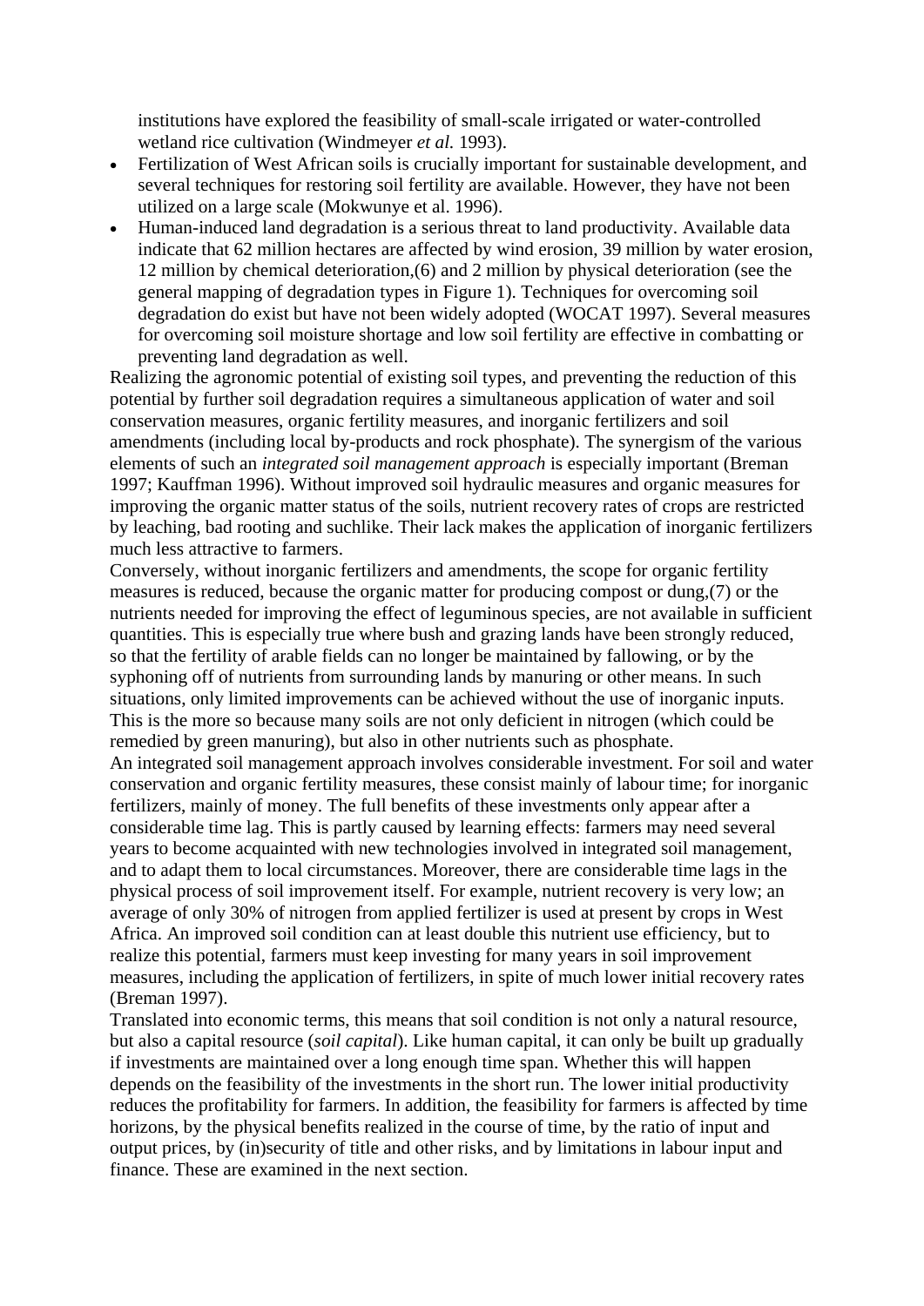institutions have explored the feasibility of small-scale irrigated or water-controlled wetland rice cultivation (Windmeyer *et al.* 1993).

- Fertilization of West African soils is crucially important for sustainable development, and several techniques for restoring soil fertility are available. However, they have not been utilized on a large scale (Mokwunye et al. 1996).
- Human-induced land degradation is a serious threat to land productivity. Available data indicate that 62 million hectares are affected by wind erosion, 39 million by water erosion, 12 million by chemical deterioration,(6) and 2 million by physical deterioration (see the general mapping of degradation types in Figure 1). Techniques for overcoming soil degradation do exist but have not been widely adopted (WOCAT 1997). Several measures for overcoming soil moisture shortage and low soil fertility are effective in combatting or preventing land degradation as well.

Realizing the agronomic potential of existing soil types, and preventing the reduction of this potential by further soil degradation requires a simultaneous application of water and soil conservation measures, organic fertility measures, and inorganic fertilizers and soil amendments (including local by-products and rock phosphate). The synergism of the various elements of such an *integrated soil management approach* is especially important (Breman 1997; Kauffman 1996). Without improved soil hydraulic measures and organic measures for improving the organic matter status of the soils, nutrient recovery rates of crops are restricted by leaching, bad rooting and suchlike. Their lack makes the application of inorganic fertilizers much less attractive to farmers.

Conversely, without inorganic fertilizers and amendments, the scope for organic fertility measures is reduced, because the organic matter for producing compost or dung,(7) or the nutrients needed for improving the effect of leguminous species, are not available in sufficient quantities. This is especially true where bush and grazing lands have been strongly reduced, so that the fertility of arable fields can no longer be maintained by fallowing, or by the syphoning off of nutrients from surrounding lands by manuring or other means. In such situations, only limited improvements can be achieved without the use of inorganic inputs. This is the more so because many soils are not only deficient in nitrogen (which could be remedied by green manuring), but also in other nutrients such as phosphate.

An integrated soil management approach involves considerable investment. For soil and water conservation and organic fertility measures, these consist mainly of labour time; for inorganic fertilizers, mainly of money. The full benefits of these investments only appear after a considerable time lag. This is partly caused by learning effects: farmers may need several years to become acquainted with new technologies involved in integrated soil management, and to adapt them to local circumstances. Moreover, there are considerable time lags in the physical process of soil improvement itself. For example, nutrient recovery is very low; an average of only 30% of nitrogen from applied fertilizer is used at present by crops in West Africa. An improved soil condition can at least double this nutrient use efficiency, but to realize this potential, farmers must keep investing for many years in soil improvement measures, including the application of fertilizers, in spite of much lower initial recovery rates (Breman 1997).

Translated into economic terms, this means that soil condition is not only a natural resource, but also a capital resource (*soil capital*). Like human capital, it can only be built up gradually if investments are maintained over a long enough time span. Whether this will happen depends on the feasibility of the investments in the short run. The lower initial productivity reduces the profitability for farmers. In addition, the feasibility for farmers is affected by time horizons, by the physical benefits realized in the course of time, by the ratio of input and output prices, by (in)security of title and other risks, and by limitations in labour input and finance. These are examined in the next section.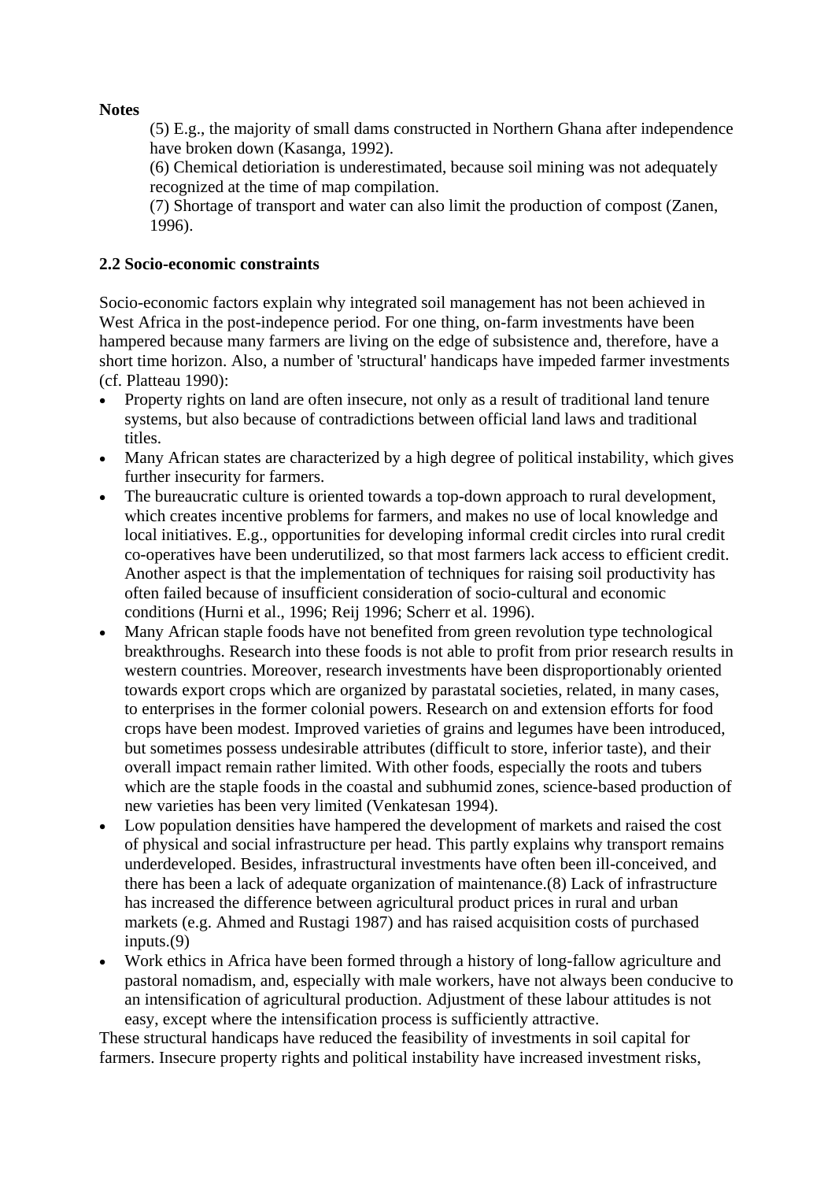**Notes**

(5) E.g., the majority of small dams constructed in Northern Ghana after independence have broken down (Kasanga, 1992).

(6) Chemical detioriation is underestimated, because soil mining was not adequately recognized at the time of map compilation.

(7) Shortage of transport and water can also limit the production of compost (Zanen, 1996).

### 2.2 Socio-economic constraints

Socio-economic factors explain why integrated soil management has not been achieved in West Africa in the post-indepence period. For one thing, on-farm investments have been hampered because many farmers are living on the edge of subsistence and, therefore, have a short time horizon. Also, a number of 'structural' handicaps have impeded farmer investments (cf. Platteau 1990):

- Property rights on land are often insecure, not only as a result of traditional land tenure systems, but also because of contradictions between official land laws and traditional titles.
- Many African states are characterized by a high degree of political instability, which gives further insecurity for farmers.
- The bureaucratic culture is oriented towards a top-down approach to rural development, which creates incentive problems for farmers, and makes no use of local knowledge and local initiatives. E.g., opportunities for developing informal credit circles into rural credit co-operatives have been underutilized, so that most farmers lack access to efficient credit. Another aspect is that the implementation of techniques for raising soil productivity has often failed because of insufficient consideration of socio-cultural and economic conditions (Hurni et al., 1996; Reij 1996; Scherr et al. 1996).
- Many African staple foods have not benefited from green revolution type technological breakthroughs. Research into these foods is not able to profit from prior research results in western countries. Moreover, research investments have been disproportionably oriented towards export crops which are organized by parastatal societies, related, in many cases, to enterprises in the former colonial powers. Research on and extension efforts for food crops have been modest. Improved varieties of grains and legumes have been introduced, but sometimes possess undesirable attributes (difficult to store, inferior taste), and their overall impact remain rather limited. With other foods, especially the roots and tubers which are the staple foods in the coastal and subhumid zones, science-based production of new varieties has been very limited (Venkatesan 1994).
- Low population densities have hampered the development of markets and raised the cost of physical and social infrastructure per head. This partly explains why transport remains underdeveloped. Besides, infrastructural investments have often been ill-conceived, and there has been a lack of adequate organization of maintenance.(8) Lack of infrastructure has increased the difference between agricultural product prices in rural and urban markets (e.g. Ahmed and Rustagi 1987) and has raised acquisition costs of purchased inputs.(9)
- Work ethics in Africa have been formed through a history of long-fallow agriculture and pastoral nomadism, and, especially with male workers, have not always been conducive to an intensification of agricultural production. Adjustment of these labour attitudes is not easy, except where the intensification process is sufficiently attractive.

These structural handicaps have reduced the feasibility of investments in soil capital for farmers. Insecure property rights and political instability have increased investment risks,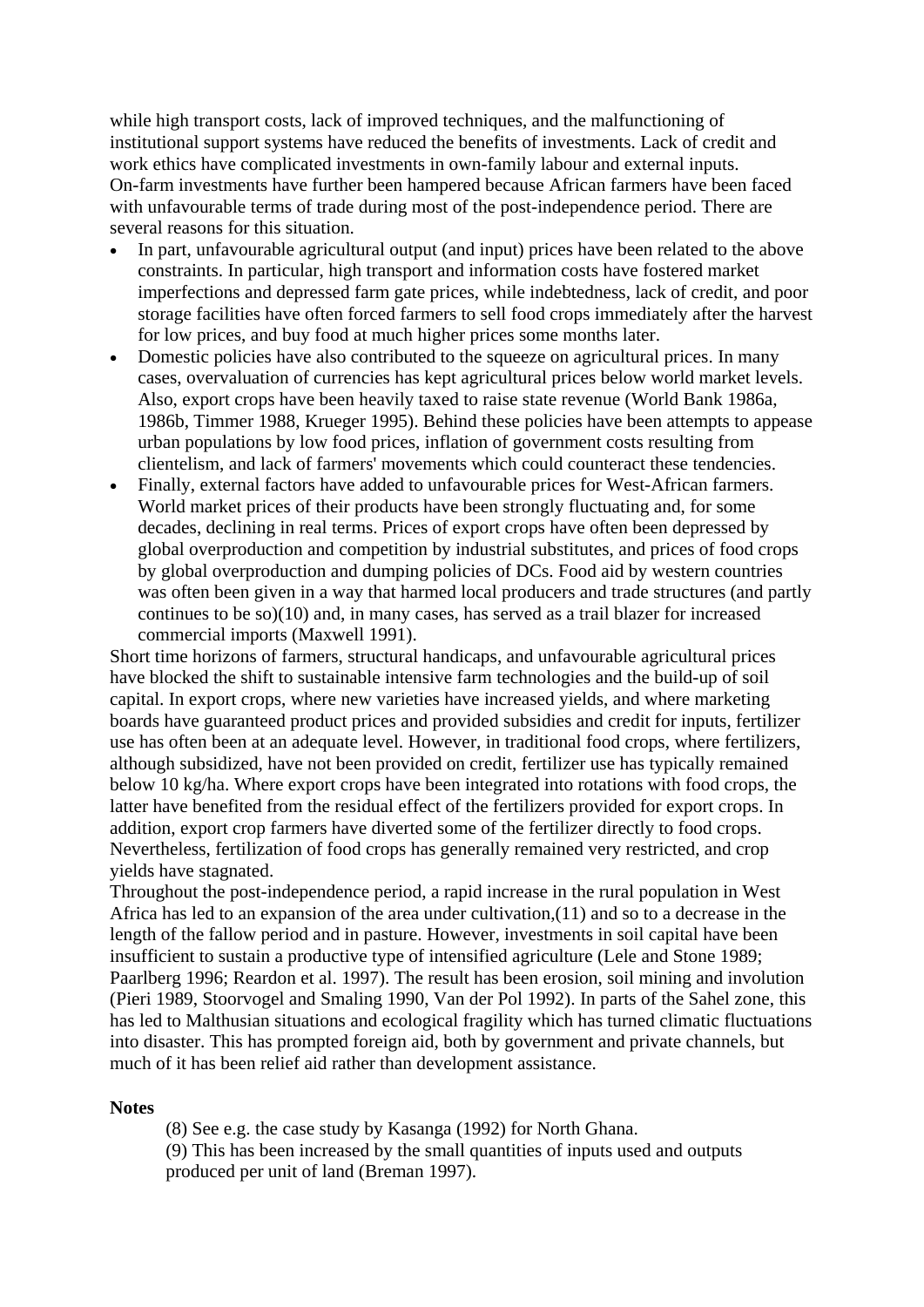while high transport costs, lack of improved techniques, and the malfunctioning of institutional support systems have reduced the benefits of investments. Lack of credit and work ethics have complicated investments in own-family labour and external inputs.

On-farm investments have further been hampered because African farmers have been faced with unfavourable terms of trade during most of the post-independence period. There are several reasons for this situation.

- In part, unfavourable agricultural output (and input) prices have been related to the above constraints. In particular, high transport and information costs have fostered market imperfections and depressed farm gate prices, while indebtedness, lack of credit, and poor storage facilities have often forced farmers to sell food crops immediately after the harvest for low prices, and buy food at much higher prices some months later.
- Domestic policies have also contributed to the squeeze on agricultural prices. In many cases, overvaluation of currencies has kept agricultural prices below world market levels. Also, export crops have been heavily taxed to raise state revenue (World Bank 1986a, 1986b, Timmer 1988, Krueger 1995). Behind these policies have been attempts to appease urban populations by low food prices, inflation of government costs resulting from clientelism, and lack of farmers' movements which could counteract these tendencies.
- Finally, external factors have added to unfavourable prices for West-African farmers. World market prices of their products have been strongly fluctuating and, for some decades, declining in real terms. Prices of export crops have often been depressed by global overproduction and competition by industrial substitutes, and prices of food crops by global overproduction and dumping policies of DCs. Food aid by western countries was often been given in a way that harmed local producers and trade structures (and partly continues to be so)(10) and, in many cases, has served as a trail blazer for increased commercial imports (Maxwell 1991).

Short time horizons of farmers, structural handicaps, and unfavourable agricultural prices have blocked the shift to sustainable intensive farm technologies and the build-up of soil capital. In export crops, where new varieties have increased yields, and where marketing boards have guaranteed product prices and provided subsidies and credit for inputs, fertilizer use has often been at an adequate level. However, in traditional food crops, where fertilizers, although subsidized, have not been provided on credit, fertilizer use has typically remained below 10 kg/ha. Where export crops have been integrated into rotations with food crops, the latter have benefited from the residual effect of the fertilizers provided for export crops. In addition, export crop farmers have diverted some of the fertilizer directly to food crops. Nevertheless, fertilization of food crops has generally remained very restricted, and crop yields have stagnated.

Throughout the post-independence period, a rapid increase in the rural population in West Africa has led to an expansion of the area under cultivation,(11) and so to a decrease in the length of the fallow period and in pasture. However, investments in soil capital have been insufficient to sustain a productive type of intensified agriculture (Lele and Stone 1989; Paarlberg 1996; Reardon et al. 1997). The result has been erosion, soil mining and involution (Pieri 1989, Stoorvogel and Smaling 1990, Van der Pol 1992). In parts of the Sahel zone, this has led to Malthusian situations and ecological fragility which has turned climatic fluctuations into disaster. This has prompted foreign aid, both by government and private channels, but much of it has been relief aid rather than development assistance.

**Notes**

(8) See e.g. the case study by Kasanga (1992) for North Ghana.

(9) This has been increased by the small quantities of inputs used and outputs produced per unit of land (Breman 1997).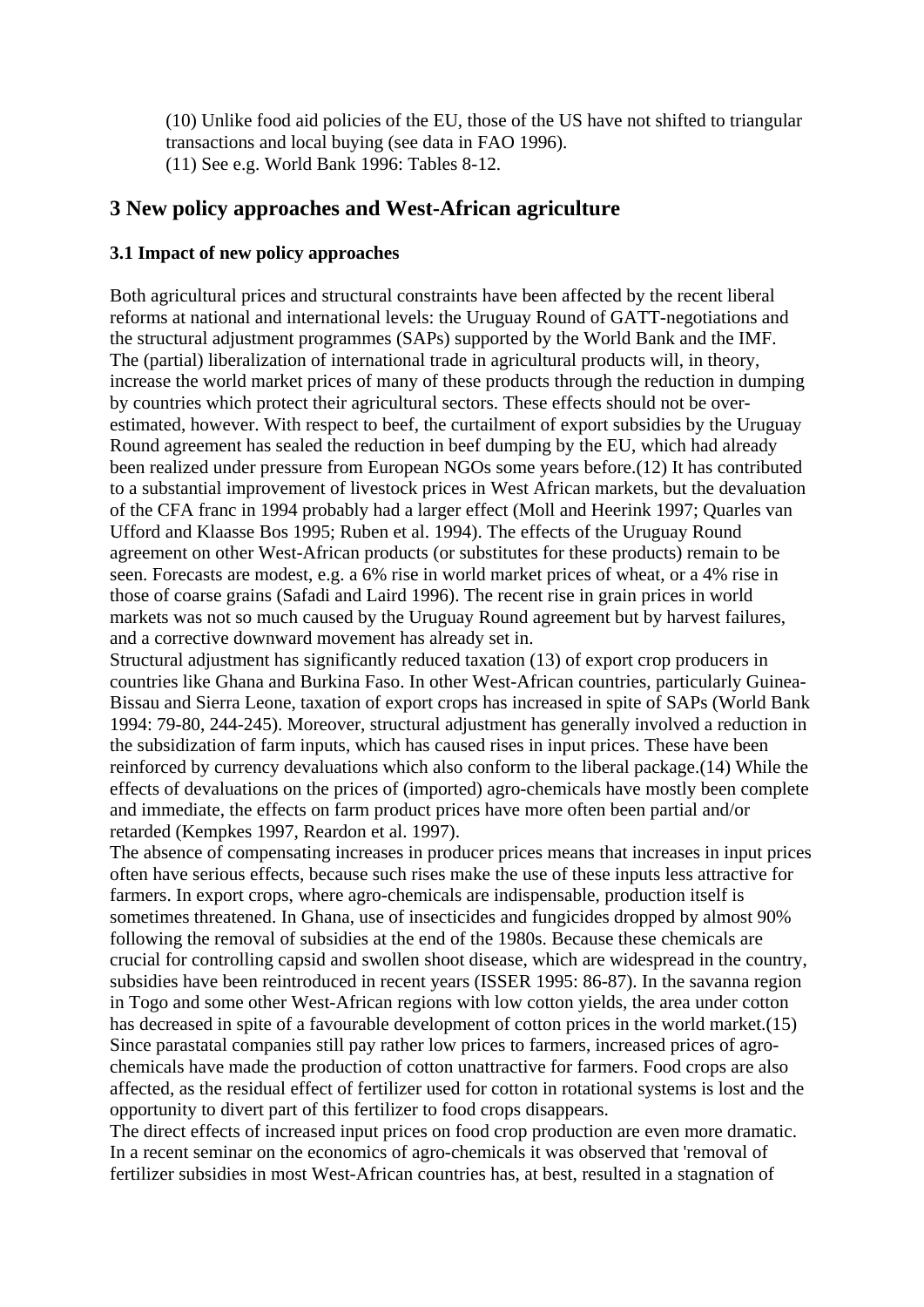(10) Unlike food aid policies of the EU, those of the US have not shifted to triangular transactions and local buying (see data in FAO 1996).
(11) See e.g. World Bank 1996: Tables 8-12.

## 3 New policy approaches and West-African agriculture

### 3.1 Impact of new policy approaches

Both agricultural prices and structural constraints have been affected by the recent liberal reforms at national and international levels: the Uruguay Round of GATT-negotiations and the structural adjustment programmes (SAPs) supported by the World Bank and the IMF. The (partial) liberalization of international trade in agricultural products will, in theory, increase the world market prices of many of these products through the reduction in dumping by countries which protect their agricultural sectors. These effects should not be over-estimated, however. With respect to beef, the curtailment of export subsidies by the Uruguay Round agreement has sealed the reduction in beef dumping by the EU, which had already been realized under pressure from European NGOs some years before.(12) It has contributed to a substantial improvement of livestock prices in West African markets, but the devaluation of the CFA franc in 1994 probably had a larger effect (Moll and Heerink 1997; Quarles van Ufford and Klaasse Bos 1995; Ruben et al. 1994). The effects of the Uruguay Round agreement on other West-African products (or substitutes for these products) remain to be seen. Forecasts are modest, e.g. a 6% rise in world market prices of wheat, or a 4% rise in those of coarse grains (Safadi and Laird 1996). The recent rise in grain prices in world markets was not so much caused by the Uruguay Round agreement but by harvest failures, and a corrective downward movement has already set in.
Structural adjustment has significantly reduced taxation (13) of export crop producers in countries like Ghana and Burkina Faso. In other West-African countries, particularly Guinea-Bissau and Sierra Leone, taxation of export crops has increased in spite of SAPs (World Bank 1994: 79-80, 244-245). Moreover, structural adjustment has generally involved a reduction in the subsidization of farm inputs, which has caused rises in input prices. These have been reinforced by currency devaluations which also conform to the liberal package.(14) While the effects of devaluations on the prices of (imported) agro-chemicals have mostly been complete and immediate, the effects on farm product prices have more often been partial and/or retarded (Kempkes 1997, Reardon et al. 1997).
The absence of compensating increases in producer prices means that increases in input prices often have serious effects, because such rises make the use of these inputs less attractive for farmers. In export crops, where agro-chemicals are indispensable, production itself is sometimes threatened. In Ghana, use of insecticides and fungicides dropped by almost 90% following the removal of subsidies at the end of the 1980s. Because these chemicals are crucial for controlling capsid and swollen shoot disease, which are widespread in the country, subsidies have been reintroduced in recent years (ISSER 1995: 86-87). In the savanna region in Togo and some other West-African regions with low cotton yields, the area under cotton has decreased in spite of a favourable development of cotton prices in the world market.(15) Since parastatal companies still pay rather low prices to farmers, increased prices of agro-chemicals have made the production of cotton unattractive for farmers. Food crops are also affected, as the residual effect of fertilizer used for cotton in rotational systems is lost and the opportunity to divert part of this fertilizer to food crops disappears.
The direct effects of increased input prices on food crop production are even more dramatic. In a recent seminar on the economics of agro-chemicals it was observed that 'removal of fertilizer subsidies in most West-African countries has, at best, resulted in a stagnation of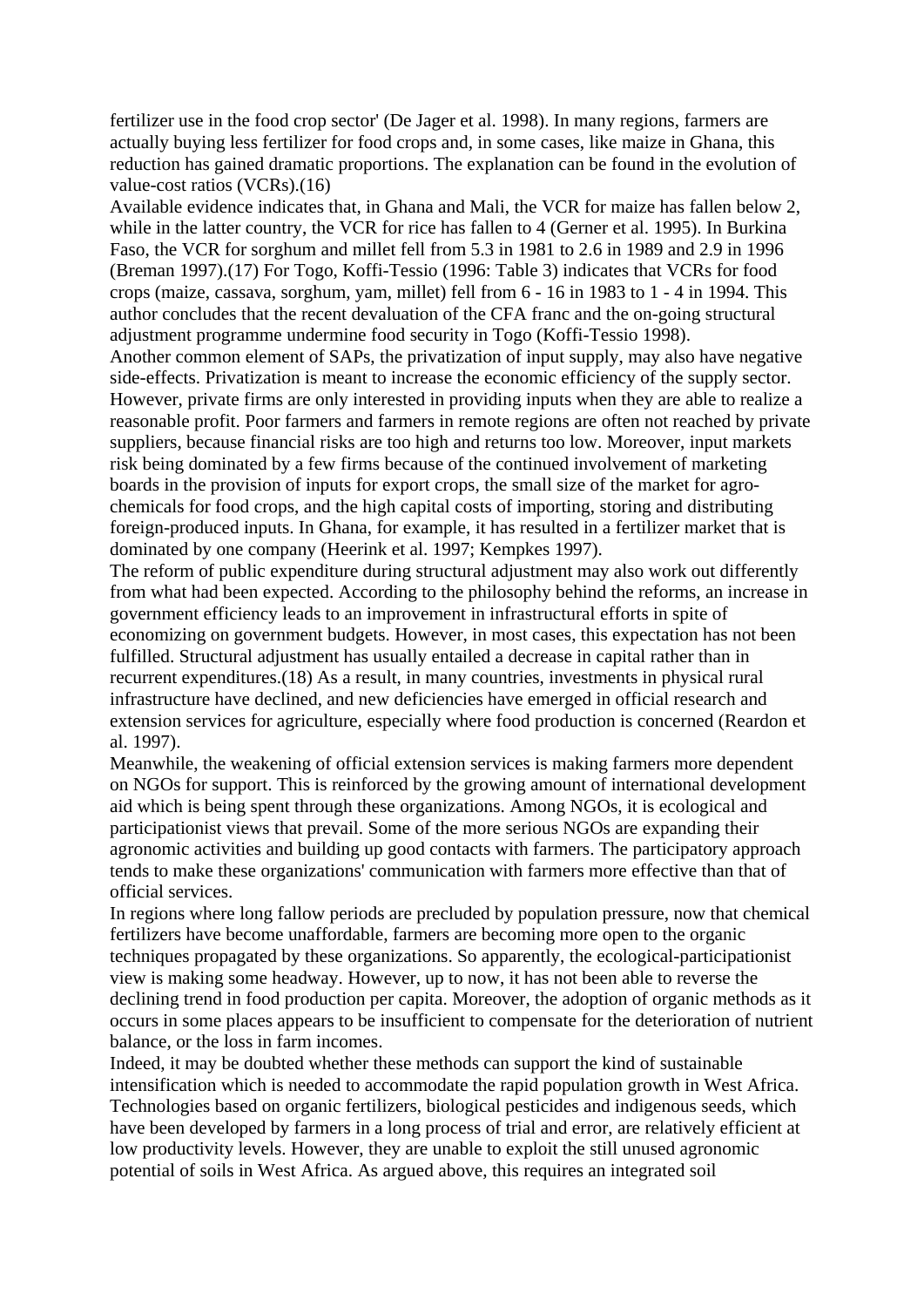fertilizer use in the food crop sector' (De Jager et al. 1998). In many regions, farmers are actually buying less fertilizer for food crops and, in some cases, like maize in Ghana, this reduction has gained dramatic proportions. The explanation can be found in the evolution of value-cost ratios (VCRs).(16)

Available evidence indicates that, in Ghana and Mali, the VCR for maize has fallen below 2, while in the latter country, the VCR for rice has fallen to 4 (Gerner et al. 1995). In Burkina Faso, the VCR for sorghum and millet fell from 5.3 in 1981 to 2.6 in 1989 and 2.9 in 1996 (Breman 1997).(17) For Togo, Koffi-Tessio (1996: Table 3) indicates that VCRs for food crops (maize, cassava, sorghum, yam, millet) fell from 6 - 16 in 1983 to 1 - 4 in 1994. This author concludes that the recent devaluation of the CFA franc and the on-going structural adjustment programme undermine food security in Togo (Koffi-Tessio 1998).

Another common element of SAPs, the privatization of input supply, may also have negative side-effects. Privatization is meant to increase the economic efficiency of the supply sector. However, private firms are only interested in providing inputs when they are able to realize a reasonable profit. Poor farmers and farmers in remote regions are often not reached by private suppliers, because financial risks are too high and returns too low. Moreover, input markets risk being dominated by a few firms because of the continued involvement of marketing boards in the provision of inputs for export crops, the small size of the market for agro-chemicals for food crops, and the high capital costs of importing, storing and distributing foreign-produced inputs. In Ghana, for example, it has resulted in a fertilizer market that is dominated by one company (Heerink et al. 1997; Kempkes 1997).

The reform of public expenditure during structural adjustment may also work out differently from what had been expected. According to the philosophy behind the reforms, an increase in government efficiency leads to an improvement in infrastructural efforts in spite of economizing on government budgets. However, in most cases, this expectation has not been fulfilled. Structural adjustment has usually entailed a decrease in capital rather than in recurrent expenditures.(18) As a result, in many countries, investments in physical rural infrastructure have declined, and new deficiencies have emerged in official research and extension services for agriculture, especially where food production is concerned (Reardon et al. 1997).

Meanwhile, the weakening of official extension services is making farmers more dependent on NGOs for support. This is reinforced by the growing amount of international development aid which is being spent through these organizations. Among NGOs, it is ecological and participationist views that prevail. Some of the more serious NGOs are expanding their agronomic activities and building up good contacts with farmers. The participatory approach tends to make these organizations' communication with farmers more effective than that of official services.

In regions where long fallow periods are precluded by population pressure, now that chemical fertilizers have become unaffordable, farmers are becoming more open to the organic techniques propagated by these organizations. So apparently, the ecological-participationist view is making some headway. However, up to now, it has not been able to reverse the declining trend in food production per capita. Moreover, the adoption of organic methods as it occurs in some places appears to be insufficient to compensate for the deterioration of nutrient balance, or the loss in farm incomes.

Indeed, it may be doubted whether these methods can support the kind of sustainable intensification which is needed to accommodate the rapid population growth in West Africa. Technologies based on organic fertilizers, biological pesticides and indigenous seeds, which have been developed by farmers in a long process of trial and error, are relatively efficient at low productivity levels. However, they are unable to exploit the still unused agronomic potential of soils in West Africa. As argued above, this requires an integrated soil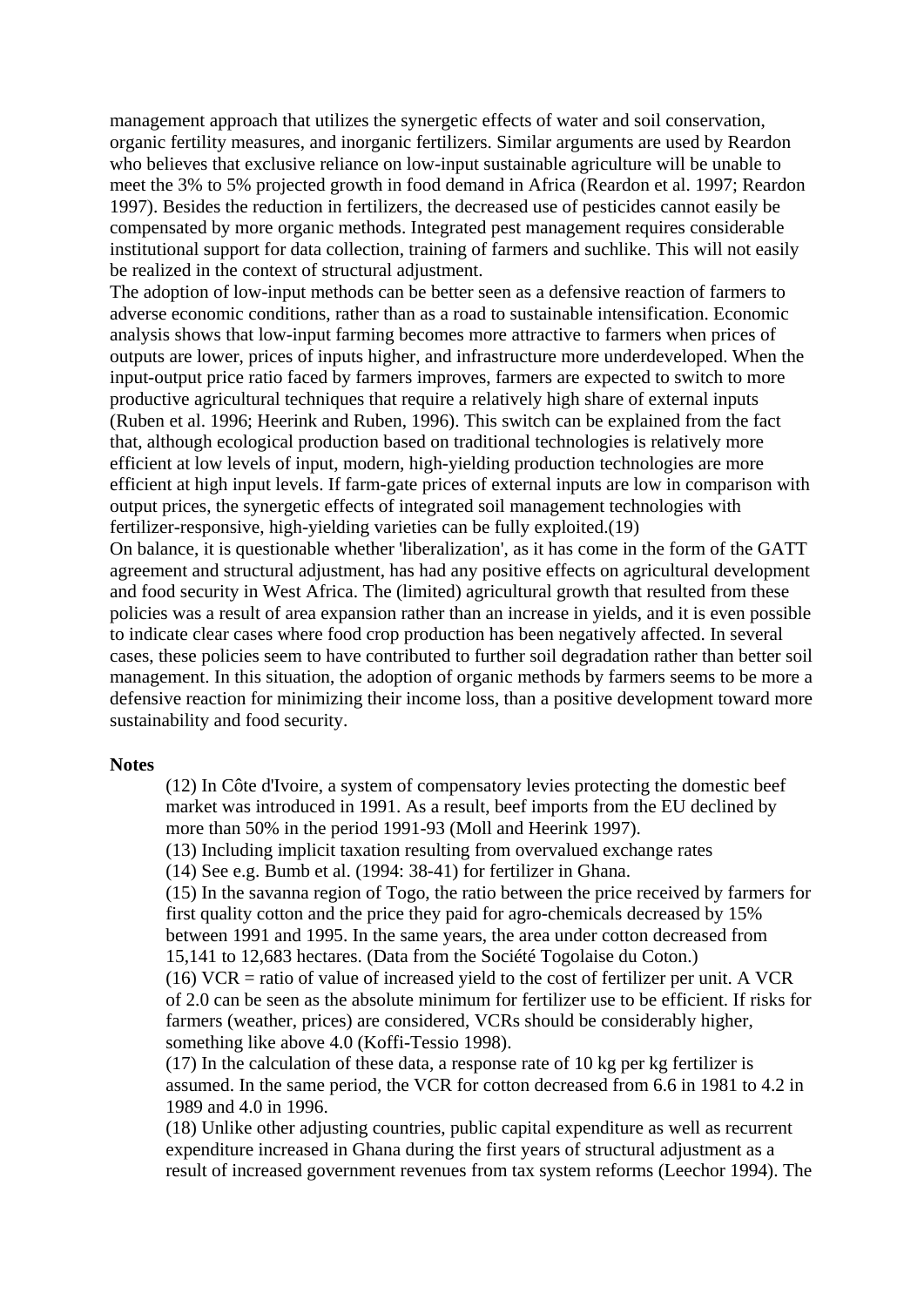management approach that utilizes the synergetic effects of water and soil conservation, organic fertility measures, and inorganic fertilizers. Similar arguments are used by Reardon who believes that exclusive reliance on low-input sustainable agriculture will be unable to meet the 3% to 5% projected growth in food demand in Africa (Reardon et al. 1997; Reardon 1997). Besides the reduction in fertilizers, the decreased use of pesticides cannot easily be compensated by more organic methods. Integrated pest management requires considerable institutional support for data collection, training of farmers and suchlike. This will not easily be realized in the context of structural adjustment.

The adoption of low-input methods can be better seen as a defensive reaction of farmers to adverse economic conditions, rather than as a road to sustainable intensification. Economic analysis shows that low-input farming becomes more attractive to farmers when prices of outputs are lower, prices of inputs higher, and infrastructure more underdeveloped. When the input-output price ratio faced by farmers improves, farmers are expected to switch to more productive agricultural techniques that require a relatively high share of external inputs (Ruben et al. 1996; Heerink and Ruben, 1996). This switch can be explained from the fact that, although ecological production based on traditional technologies is relatively more efficient at low levels of input, modern, high-yielding production technologies are more efficient at high input levels. If farm-gate prices of external inputs are low in comparison with output prices, the synergetic effects of integrated soil management technologies with fertilizer-responsive, high-yielding varieties can be fully exploited.(19)

On balance, it is questionable whether 'liberalization', as it has come in the form of the GATT agreement and structural adjustment, has had any positive effects on agricultural development and food security in West Africa. The (limited) agricultural growth that resulted from these policies was a result of area expansion rather than an increase in yields, and it is even possible to indicate clear cases where food crop production has been negatively affected. In several cases, these policies seem to have contributed to further soil degradation rather than better soil management. In this situation, the adoption of organic methods by farmers seems to be more a defensive reaction for minimizing their income loss, than a positive development toward more sustainability and food security.

**Notes**

(12) In Côte d'Ivoire, a system of compensatory levies protecting the domestic beef market was introduced in 1991. As a result, beef imports from the EU declined by more than 50% in the period 1991-93 (Moll and Heerink 1997).

(13) Including implicit taxation resulting from overvalued exchange rates

(14) See e.g. Bumb et al. (1994: 38-41) for fertilizer in Ghana.

(15) In the savanna region of Togo, the ratio between the price received by farmers for first quality cotton and the price they paid for agro-chemicals decreased by 15% between 1991 and 1995. In the same years, the area under cotton decreased from 15,141 to 12,683 hectares. (Data from the Société Togolaise du Coton.)

(16) VCR = ratio of value of increased yield to the cost of fertilizer per unit. A VCR of 2.0 can be seen as the absolute minimum for fertilizer use to be efficient. If risks for farmers (weather, prices) are considered, VCRs should be considerably higher, something like above 4.0 (Koffi-Tessio 1998).

(17) In the calculation of these data, a response rate of 10 kg per kg fertilizer is assumed. In the same period, the VCR for cotton decreased from 6.6 in 1981 to 4.2 in 1989 and 4.0 in 1996.

(18) Unlike other adjusting countries, public capital expenditure as well as recurrent expenditure increased in Ghana during the first years of structural adjustment as a result of increased government revenues from tax system reforms (Leechor 1994). The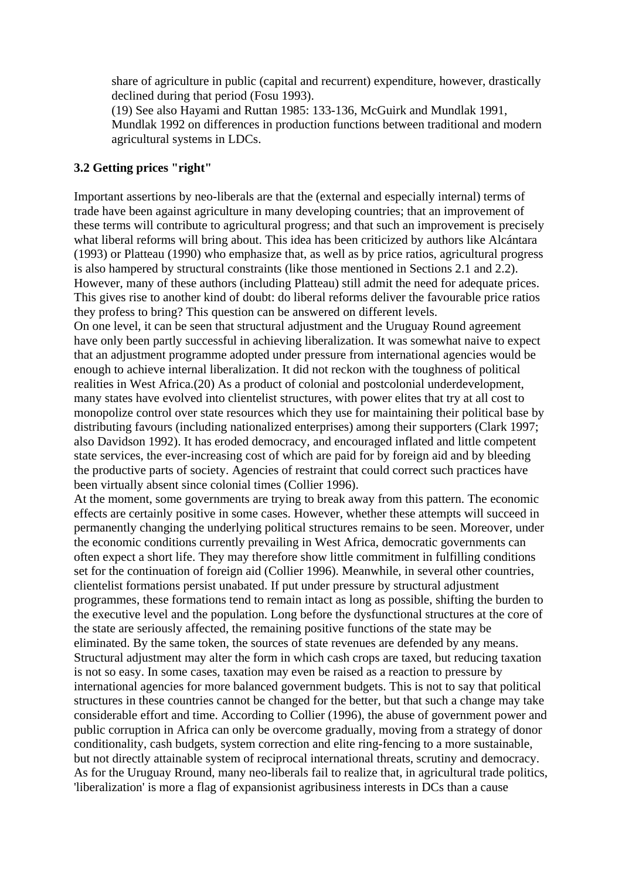share of agriculture in public (capital and recurrent) expenditure, however, drastically declined during that period (Fosu 1993).

(19) See also Hayami and Ruttan 1985: 133-136, McGuirk and Mundlak 1991, Mundlak 1992 on differences in production functions between traditional and modern agricultural systems in LDCs.

### 3.2 Getting prices "right"

Important assertions by neo-liberals are that the (external and especially internal) terms of trade have been against agriculture in many developing countries; that an improvement of these terms will contribute to agricultural progress; and that such an improvement is precisely what liberal reforms will bring about. This idea has been criticized by authors like Alcántara (1993) or Platteau (1990) who emphasize that, as well as by price ratios, agricultural progress is also hampered by structural constraints (like those mentioned in Sections 2.1 and 2.2). However, many of these authors (including Platteau) still admit the need for adequate prices. This gives rise to another kind of doubt: do liberal reforms deliver the favourable price ratios they profess to bring? This question can be answered on different levels.

On one level, it can be seen that structural adjustment and the Uruguay Round agreement have only been partly successful in achieving liberalization. It was somewhat naive to expect that an adjustment programme adopted under pressure from international agencies would be enough to achieve internal liberalization. It did not reckon with the toughness of political realities in West Africa.(20) As a product of colonial and postcolonial underdevelopment, many states have evolved into clientelist structures, with power elites that try at all cost to monopolize control over state resources which they use for maintaining their political base by distributing favours (including nationalized enterprises) among their supporters (Clark 1997; also Davidson 1992). It has eroded democracy, and encouraged inflated and little competent state services, the ever-increasing cost of which are paid for by foreign aid and by bleeding the productive parts of society. Agencies of restraint that could correct such practices have been virtually absent since colonial times (Collier 1996).

At the moment, some governments are trying to break away from this pattern. The economic effects are certainly positive in some cases. However, whether these attempts will succeed in permanently changing the underlying political structures remains to be seen. Moreover, under the economic conditions currently prevailing in West Africa, democratic governments can often expect a short life. They may therefore show little commitment in fulfilling conditions set for the continuation of foreign aid (Collier 1996). Meanwhile, in several other countries, clientelist formations persist unabated. If put under pressure by structural adjustment programmes, these formations tend to remain intact as long as possible, shifting the burden to the executive level and the population. Long before the dysfunctional structures at the core of the state are seriously affected, the remaining positive functions of the state may be eliminated. By the same token, the sources of state revenues are defended by any means. Structural adjustment may alter the form in which cash crops are taxed, but reducing taxation is not so easy. In some cases, taxation may even be raised as a reaction to pressure by international agencies for more balanced government budgets. This is not to say that political structures in these countries cannot be changed for the better, but that such a change may take considerable effort and time. According to Collier (1996), the abuse of government power and public corruption in Africa can only be overcome gradually, moving from a strategy of donor conditionality, cash budgets, system correction and elite ring-fencing to a more sustainable, but not directly attainable system of reciprocal international threats, scrutiny and democracy.

As for the Uruguay Rround, many neo-liberals fail to realize that, in agricultural trade politics, 'liberalization' is more a flag of expansionist agribusiness interests in DCs than a cause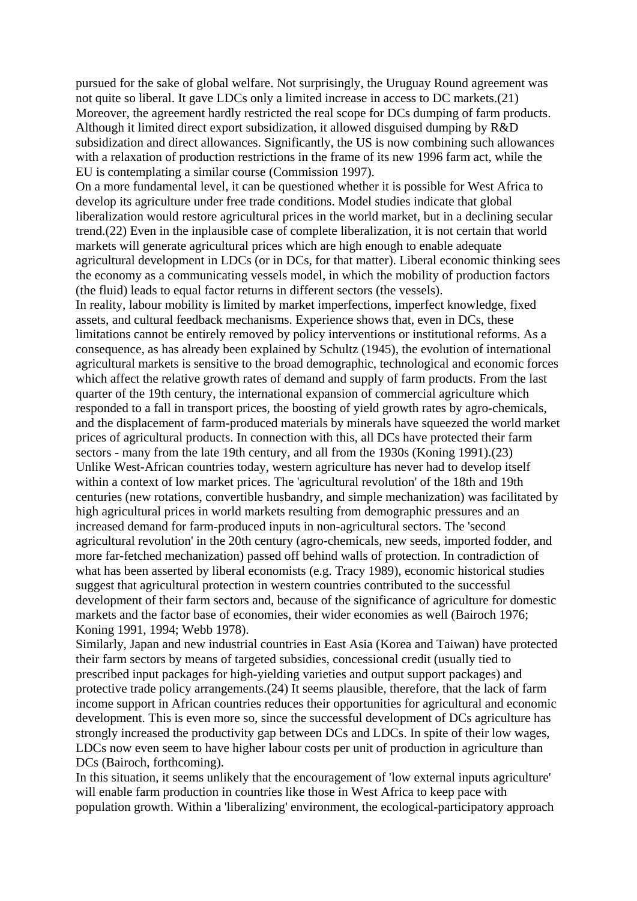pursued for the sake of global welfare. Not surprisingly, the Uruguay Round agreement was not quite so liberal. It gave LDCs only a limited increase in access to DC markets.(21) Moreover, the agreement hardly restricted the real scope for DCs dumping of farm products. Although it limited direct export subsidization, it allowed disguised dumping by R&D subsidization and direct allowances. Significantly, the US is now combining such allowances with a relaxation of production restrictions in the frame of its new 1996 farm act, while the EU is contemplating a similar course (Commission 1997).

On a more fundamental level, it can be questioned whether it is possible for West Africa to develop its agriculture under free trade conditions. Model studies indicate that global liberalization would restore agricultural prices in the world market, but in a declining secular trend.(22) Even in the inplausible case of complete liberalization, it is not certain that world markets will generate agricultural prices which are high enough to enable adequate agricultural development in LDCs (or in DCs, for that matter). Liberal economic thinking sees the economy as a communicating vessels model, in which the mobility of production factors (the fluid) leads to equal factor returns in different sectors (the vessels).

In reality, labour mobility is limited by market imperfections, imperfect knowledge, fixed assets, and cultural feedback mechanisms. Experience shows that, even in DCs, these limitations cannot be entirely removed by policy interventions or institutional reforms. As a consequence, as has already been explained by Schultz (1945), the evolution of international agricultural markets is sensitive to the broad demographic, technological and economic forces which affect the relative growth rates of demand and supply of farm products. From the last quarter of the 19th century, the international expansion of commercial agriculture which responded to a fall in transport prices, the boosting of yield growth rates by agro-chemicals, and the displacement of farm-produced materials by minerals have squeezed the world market prices of agricultural products. In connection with this, all DCs have protected their farm sectors - many from the late 19th century, and all from the 1930s (Koning 1991).(23)

Unlike West-African countries today, western agriculture has never had to develop itself within a context of low market prices. The 'agricultural revolution' of the 18th and 19th centuries (new rotations, convertible husbandry, and simple mechanization) was facilitated by high agricultural prices in world markets resulting from demographic pressures and an increased demand for farm-produced inputs in non-agricultural sectors. The 'second agricultural revolution' in the 20th century (agro-chemicals, new seeds, imported fodder, and more far-fetched mechanization) passed off behind walls of protection. In contradiction of what has been asserted by liberal economists (e.g. Tracy 1989), economic historical studies suggest that agricultural protection in western countries contributed to the successful development of their farm sectors and, because of the significance of agriculture for domestic markets and the factor base of economies, their wider economies as well (Bairoch 1976; Koning 1991, 1994; Webb 1978).

Similarly, Japan and new industrial countries in East Asia (Korea and Taiwan) have protected their farm sectors by means of targeted subsidies, concessional credit (usually tied to prescribed input packages for high-yielding varieties and output support packages) and protective trade policy arrangements.(24) It seems plausible, therefore, that the lack of farm income support in African countries reduces their opportunities for agricultural and economic development. This is even more so, since the successful development of DCs agriculture has strongly increased the productivity gap between DCs and LDCs. In spite of their low wages, LDCs now even seem to have higher labour costs per unit of production in agriculture than DCs (Bairoch, forthcoming).

In this situation, it seems unlikely that the encouragement of 'low external inputs agriculture' will enable farm production in countries like those in West Africa to keep pace with population growth. Within a 'liberalizing' environment, the ecological-participatory approach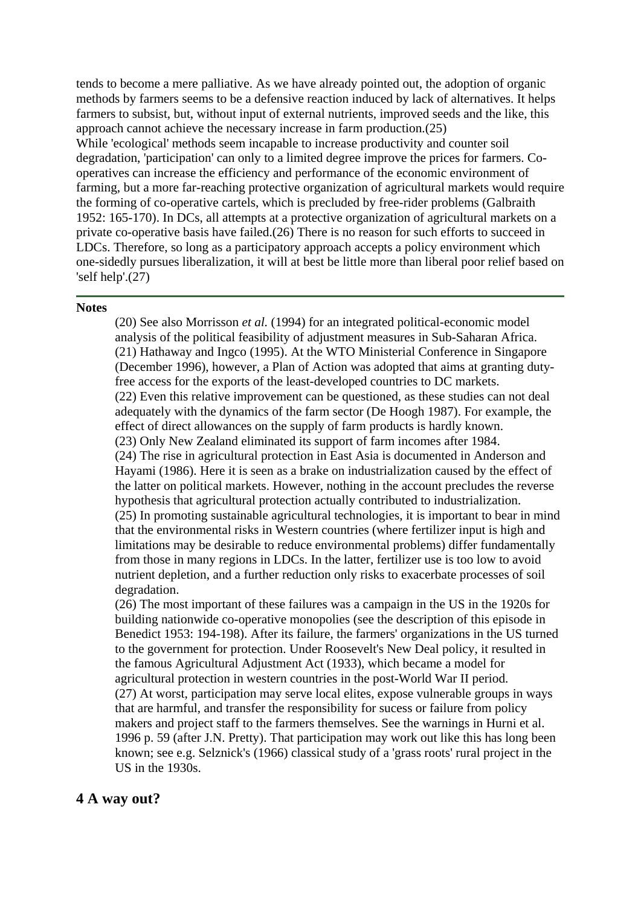tends to become a mere palliative. As we have already pointed out, the adoption of organic methods by farmers seems to be a defensive reaction induced by lack of alternatives. It helps farmers to subsist, but, without input of external nutrients, improved seeds and the like, this approach cannot achieve the necessary increase in farm production.(25)

While 'ecological' methods seem incapable to increase productivity and counter soil degradation, 'participation' can only to a limited degree improve the prices for farmers. Co-operatives can increase the efficiency and performance of the economic environment of farming, but a more far-reaching protective organization of agricultural markets would require the forming of co-operative cartels, which is precluded by free-rider problems (Galbraith 1952: 165-170). In DCs, all attempts at a protective organization of agricultural markets on a private co-operative basis have failed.(26) There is no reason for such efforts to succeed in LDCs. Therefore, so long as a participatory approach accepts a policy environment which one-sidedly pursues liberalization, it will at best be little more than liberal poor relief based on 'self help'.(27)

---

**Notes**

(20) See also Morrisson *et al.* (1994) for an integrated political-economic model analysis of the political feasibility of adjustment measures in Sub-Saharan Africa.

(21) Hathaway and Ingco (1995). At the WTO Ministerial Conference in Singapore (December 1996), however, a Plan of Action was adopted that aims at granting duty-free access for the exports of the least-developed countries to DC markets.

(22) Even this relative improvement can be questioned, as these studies can not deal adequately with the dynamics of the farm sector (De Hoogh 1987). For example, the effect of direct allowances on the supply of farm products is hardly known.

(23) Only New Zealand eliminated its support of farm incomes after 1984.

(24) The rise in agricultural protection in East Asia is documented in Anderson and Hayami (1986). Here it is seen as a brake on industrialization caused by the effect of the latter on political markets. However, nothing in the account precludes the reverse hypothesis that agricultural protection actually contributed to industrialization.

(25) In promoting sustainable agricultural technologies, it is important to bear in mind that the environmental risks in Western countries (where fertilizer input is high and limitations may be desirable to reduce environmental problems) differ fundamentally from those in many regions in LDCs. In the latter, fertilizer use is too low to avoid nutrient depletion, and a further reduction only risks to exacerbate processes of soil degradation.

(26) The most important of these failures was a campaign in the US in the 1920s for building nationwide co-operative monopolies (see the description of this episode in Benedict 1953: 194-198). After its failure, the farmers' organizations in the US turned to the government for protection. Under Roosevelt's New Deal policy, it resulted in the famous Agricultural Adjustment Act (1933), which became a model for agricultural protection in western countries in the post-World War II period.

(27) At worst, participation may serve local elites, expose vulnerable groups in ways that are harmful, and transfer the responsibility for sucess or failure from policy makers and project staff to the farmers themselves. See the warnings in Hurni et al. 1996 p. 59 (after J.N. Pretty). That participation may work out like this has long been known; see e.g. Selznick's (1966) classical study of a 'grass roots' rural project in the US in the 1930s.

## 4 A way out?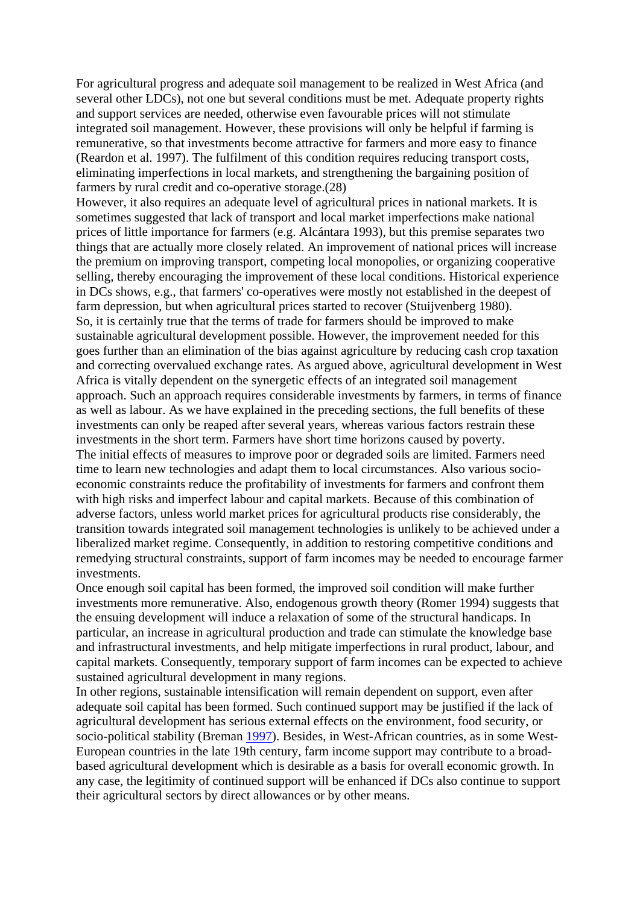For agricultural progress and adequate soil management to be realized in West Africa (and several other LDCs), not one but several conditions must be met. Adequate property rights and support services are needed, otherwise even favourable prices will not stimulate integrated soil management. However, these provisions will only be helpful if farming is remunerative, so that investments become attractive for farmers and more easy to finance (Reardon et al. 1997). The fulfilment of this condition requires reducing transport costs, eliminating imperfections in local markets, and strengthening the bargaining position of farmers by rural credit and co-operative storage.(28)

However, it also requires an adequate level of agricultural prices in national markets. It is sometimes suggested that lack of transport and local market imperfections make national prices of little importance for farmers (e.g. Alcántara 1993), but this premise separates two things that are actually more closely related. An improvement of national prices will increase the premium on improving transport, competing local monopolies, or organizing cooperative selling, thereby encouraging the improvement of these local conditions. Historical experience in DCs shows, e.g., that farmers' co-operatives were mostly not established in the deepest of farm depression, but when agricultural prices started to recover (Stuijvenberg 1980).

So, it is certainly true that the terms of trade for farmers should be improved to make sustainable agricultural development possible. However, the improvement needed for this goes further than an elimination of the bias against agriculture by reducing cash crop taxation and correcting overvalued exchange rates. As argued above, agricultural development in West Africa is vitally dependent on the synergetic effects of an integrated soil management approach. Such an approach requires considerable investments by farmers, in terms of finance as well as labour. As we have explained in the preceding sections, the full benefits of these investments can only be reaped after several years, whereas various factors restrain these investments in the short term. Farmers have short time horizons caused by poverty.

The initial effects of measures to improve poor or degraded soils are limited. Farmers need time to learn new technologies and adapt them to local circumstances. Also various socio-economic constraints reduce the profitability of investments for farmers and confront them with high risks and imperfect labour and capital markets. Because of this combination of adverse factors, unless world market prices for agricultural products rise considerably, the transition towards integrated soil management technologies is unlikely to be achieved under a liberalized market regime. Consequently, in addition to restoring competitive conditions and remedying structural constraints, support of farm incomes may be needed to encourage farmer investments.

Once enough soil capital has been formed, the improved soil condition will make further investments more remunerative. Also, endogenous growth theory (Romer 1994) suggests that the ensuing development will induce a relaxation of some of the structural handicaps. In particular, an increase in agricultural production and trade can stimulate the knowledge base and infrastructural investments, and help mitigate imperfections in rural product, labour, and capital markets. Consequently, temporary support of farm incomes can be expected to achieve sustained agricultural development in many regions.

In other regions, sustainable intensification will remain dependent on support, even after adequate soil capital has been formed. Such continued support may be justified if the lack of agricultural development has serious external effects on the environment, food security, or socio-political stability (Breman 1997). Besides, in West-African countries, as in some West-European countries in the late 19th century, farm income support may contribute to a broad-based agricultural development which is desirable as a basis for overall economic growth. In any case, the legitimity of continued support will be enhanced if DCs also continue to support their agricultural sectors by direct allowances or by other means.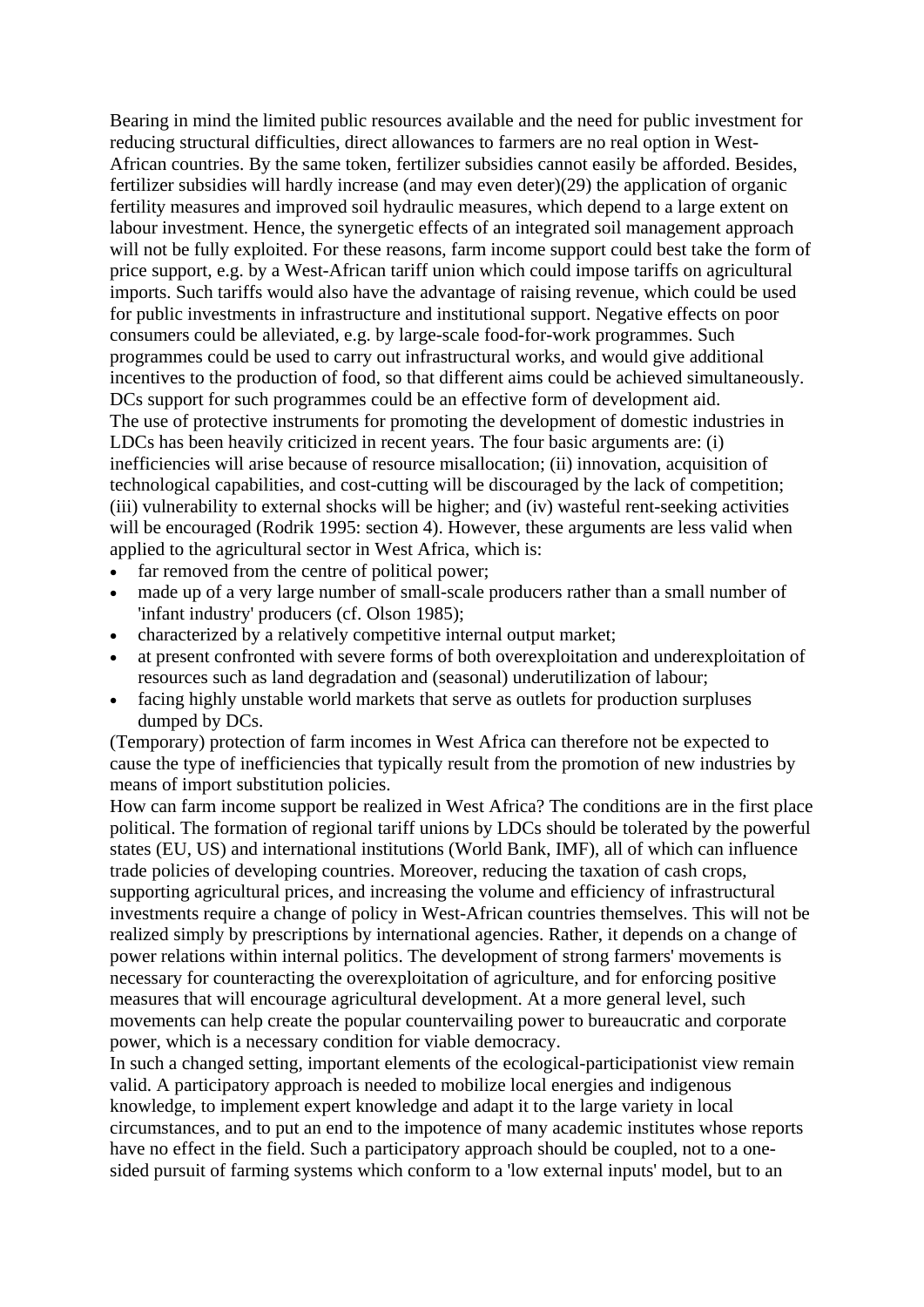Bearing in mind the limited public resources available and the need for public investment for reducing structural difficulties, direct allowances to farmers are no real option in West-African countries. By the same token, fertilizer subsidies cannot easily be afforded. Besides, fertilizer subsidies will hardly increase (and may even deter)(29) the application of organic fertility measures and improved soil hydraulic measures, which depend to a large extent on labour investment. Hence, the synergetic effects of an integrated soil management approach will not be fully exploited. For these reasons, farm income support could best take the form of price support, e.g. by a West-African tariff union which could impose tariffs on agricultural imports. Such tariffs would also have the advantage of raising revenue, which could be used for public investments in infrastructure and institutional support. Negative effects on poor consumers could be alleviated, e.g. by large-scale food-for-work programmes. Such programmes could be used to carry out infrastructural works, and would give additional incentives to the production of food, so that different aims could be achieved simultaneously. DCs support for such programmes could be an effective form of development aid.

The use of protective instruments for promoting the development of domestic industries in LDCs has been heavily criticized in recent years. The four basic arguments are: (i) inefficiencies will arise because of resource misallocation; (ii) innovation, acquisition of technological capabilities, and cost-cutting will be discouraged by the lack of competition; (iii) vulnerability to external shocks will be higher; and (iv) wasteful rent-seeking activities will be encouraged (Rodrik 1995: section 4). However, these arguments are less valid when applied to the agricultural sector in West Africa, which is:

- far removed from the centre of political power;
- made up of a very large number of small-scale producers rather than a small number of 'infant industry' producers (cf. Olson 1985);
- characterized by a relatively competitive internal output market;
- at present confronted with severe forms of both overexploitation and underexploitation of resources such as land degradation and (seasonal) underutilization of labour;
- facing highly unstable world markets that serve as outlets for production surpluses dumped by DCs.

(Temporary) protection of farm incomes in West Africa can therefore not be expected to cause the type of inefficiencies that typically result from the promotion of new industries by means of import substitution policies.

How can farm income support be realized in West Africa? The conditions are in the first place political. The formation of regional tariff unions by LDCs should be tolerated by the powerful states (EU, US) and international institutions (World Bank, IMF), all of which can influence trade policies of developing countries. Moreover, reducing the taxation of cash crops, supporting agricultural prices, and increasing the volume and efficiency of infrastructural investments require a change of policy in West-African countries themselves. This will not be realized simply by prescriptions by international agencies. Rather, it depends on a change of power relations within internal politics. The development of strong farmers' movements is necessary for counteracting the overexploitation of agriculture, and for enforcing positive measures that will encourage agricultural development. At a more general level, such movements can help create the popular countervailing power to bureaucratic and corporate power, which is a necessary condition for viable democracy.

In such a changed setting, important elements of the ecological-participationist view remain valid. A participatory approach is needed to mobilize local energies and indigenous knowledge, to implement expert knowledge and adapt it to the large variety in local circumstances, and to put an end to the impotence of many academic institutes whose reports have no effect in the field. Such a participatory approach should be coupled, not to a one-sided pursuit of farming systems which conform to a 'low external inputs' model, but to an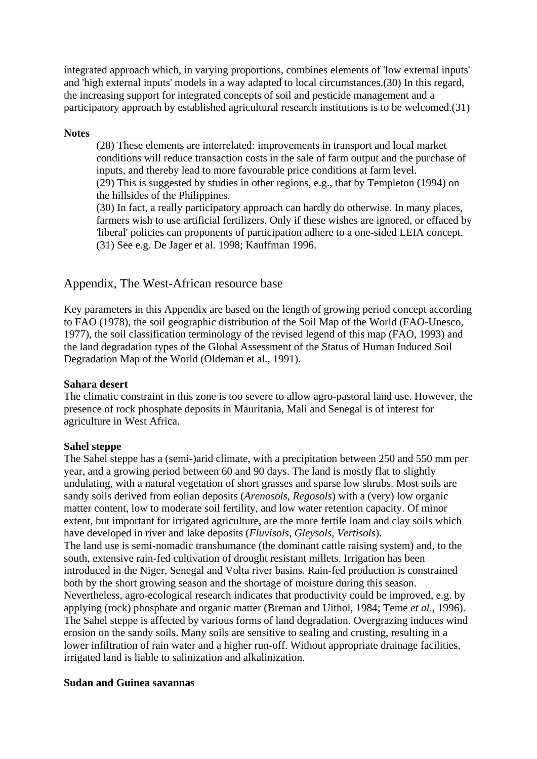integrated approach which, in varying proportions, combines elements of 'low external inputs' and 'high external inputs' models in a way adapted to local circumstances.(30) In this regard, the increasing support for integrated concepts of soil and pesticide management and a participatory approach by established agricultural research institutions is to be welcomed.(31)

**Notes**

(28) These elements are interrelated: improvements in transport and local market conditions will reduce transaction costs in the sale of farm output and the purchase of inputs, and thereby lead to more favourable price conditions at farm level.
(29) This is suggested by studies in other regions, e.g., that by Templeton (1994) on the hillsides of the Philippines.
(30) In fact, a really participatory approach can hardly do otherwise. In many places, farmers wish to use artificial fertilizers. Only if these wishes are ignored, or effaced by 'liberal' policies can proponents of participation adhere to a one-sided LEIA concept.
(31) See e.g. De Jager et al. 1998; Kauffman 1996.

## Appendix, The West-African resource base

Key parameters in this Appendix are based on the length of growing period concept according to FAO (1978), the soil geographic distribution of the Soil Map of the World (FAO-Unesco, 1977), the soil classification terminology of the revised legend of this map (FAO, 1993) and the land degradation types of the Global Assessment of the Status of Human Induced Soil Degradation Map of the World (Oldeman et al., 1991).

**Sahara desert**
The climatic constraint in this zone is too severe to allow agro-pastoral land use. However, the presence of rock phosphate deposits in Mauritania, Mali and Senegal is of interest for agriculture in West Africa.

**Sahel steppe**
The Sahel steppe has a (semi-)arid climate, with a precipitation between 250 and 550 mm per year, and a growing period between 60 and 90 days. The land is mostly flat to slightly undulating, with a natural vegetation of short grasses and sparse low shrubs. Most soils are sandy soils derived from eolian deposits (*Arenosols, Regosols*) with a (very) low organic matter content, low to moderate soil fertility, and low water retention capacity. Of minor extent, but important for irrigated agriculture, are the more fertile loam and clay soils which have developed in river and lake deposits (*Fluvisols, Gleysols, Vertisols*).
The land use is semi-nomadic transhumance (the dominant cattle raising system) and, to the south, extensive rain-fed cultivation of drought resistant millets. Irrigation has been introduced in the Niger, Senegal and Volta river basins. Rain-fed production is constrained both by the short growing season and the shortage of moisture during this season. Nevertheless, agro-ecological research indicates that productivity could be improved, e.g. by applying (rock) phosphate and organic matter (Breman and Uithol, 1984; Teme *et al.*, 1996). The Sahel steppe is affected by various forms of land degradation. Overgrazing induces wind erosion on the sandy soils. Many soils are sensitive to sealing and crusting, resulting in a lower infiltration of rain water and a higher run-off. Without appropriate drainage facilities, irrigated land is liable to salinization and alkalinization.

**Sudan and Guinea savannas**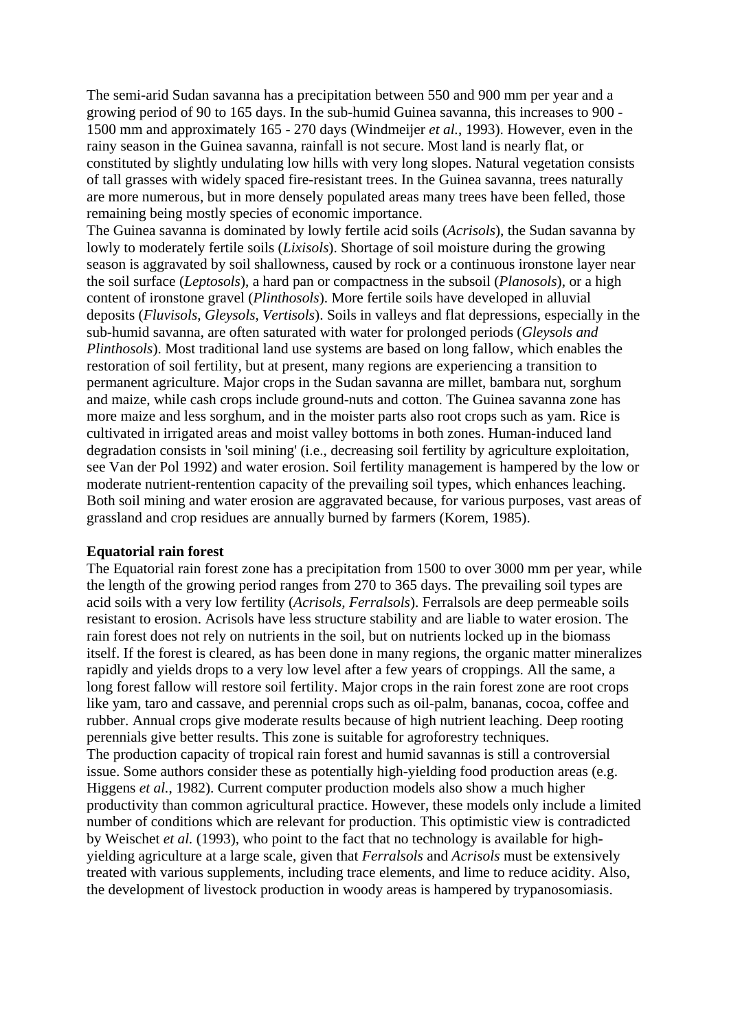The semi-arid Sudan savanna has a precipitation between 550 and 900 mm per year and a growing period of 90 to 165 days. In the sub-humid Guinea savanna, this increases to 900 - 1500 mm and approximately 165 - 270 days (Windmeijer *et al.*, 1993). However, even in the rainy season in the Guinea savanna, rainfall is not secure. Most land is nearly flat, or constituted by slightly undulating low hills with very long slopes. Natural vegetation consists of tall grasses with widely spaced fire-resistant trees. In the Guinea savanna, trees naturally are more numerous, but in more densely populated areas many trees have been felled, those remaining being mostly species of economic importance.

The Guinea savanna is dominated by lowly fertile acid soils (*Acrisols*), the Sudan savanna by lowly to moderately fertile soils (*Lixisols*). Shortage of soil moisture during the growing season is aggravated by soil shallowness, caused by rock or a continuous ironstone layer near the soil surface (*Leptosols*), a hard pan or compactness in the subsoil (*Planosols*), or a high content of ironstone gravel (*Plinthosols*). More fertile soils have developed in alluvial deposits (*Fluvisols*, *Gleysols*, *Vertisols*). Soils in valleys and flat depressions, especially in the sub-humid savanna, are often saturated with water for prolonged periods (*Gleysols and Plinthosols*). Most traditional land use systems are based on long fallow, which enables the restoration of soil fertility, but at present, many regions are experiencing a transition to permanent agriculture. Major crops in the Sudan savanna are millet, bambara nut, sorghum and maize, while cash crops include ground-nuts and cotton. The Guinea savanna zone has more maize and less sorghum, and in the moister parts also root crops such as yam. Rice is cultivated in irrigated areas and moist valley bottoms in both zones. Human-induced land degradation consists in 'soil mining' (i.e., decreasing soil fertility by agriculture exploitation, see Van der Pol 1992) and water erosion. Soil fertility management is hampered by the low or moderate nutrient-rentention capacity of the prevailing soil types, which enhances leaching. Both soil mining and water erosion are aggravated because, for various purposes, vast areas of grassland and crop residues are annually burned by farmers (Korem, 1985).

**Equatorial rain forest**

The Equatorial rain forest zone has a precipitation from 1500 to over 3000 mm per year, while the length of the growing period ranges from 270 to 365 days. The prevailing soil types are acid soils with a very low fertility (*Acrisols, Ferralsols*). Ferralsols are deep permeable soils resistant to erosion. Acrisols have less structure stability and are liable to water erosion. The rain forest does not rely on nutrients in the soil, but on nutrients locked up in the biomass itself. If the forest is cleared, as has been done in many regions, the organic matter mineralizes rapidly and yields drops to a very low level after a few years of croppings. All the same, a long forest fallow will restore soil fertility. Major crops in the rain forest zone are root crops like yam, taro and cassave, and perennial crops such as oil-palm, bananas, cocoa, coffee and rubber. Annual crops give moderate results because of high nutrient leaching. Deep rooting perennials give better results. This zone is suitable for agroforestry techniques.

The production capacity of tropical rain forest and humid savannas is still a controversial issue. Some authors consider these as potentially high-yielding food production areas (e.g. Higgens *et al.*, 1982). Current computer production models also show a much higher productivity than common agricultural practice. However, these models only include a limited number of conditions which are relevant for production. This optimistic view is contradicted by Weischet *et al.* (1993), who point to the fact that no technology is available for high-yielding agriculture at a large scale, given that *Ferralsols* and *Acrisols* must be extensively treated with various supplements, including trace elements, and lime to reduce acidity. Also, the development of livestock production in woody areas is hampered by trypanosomiasis.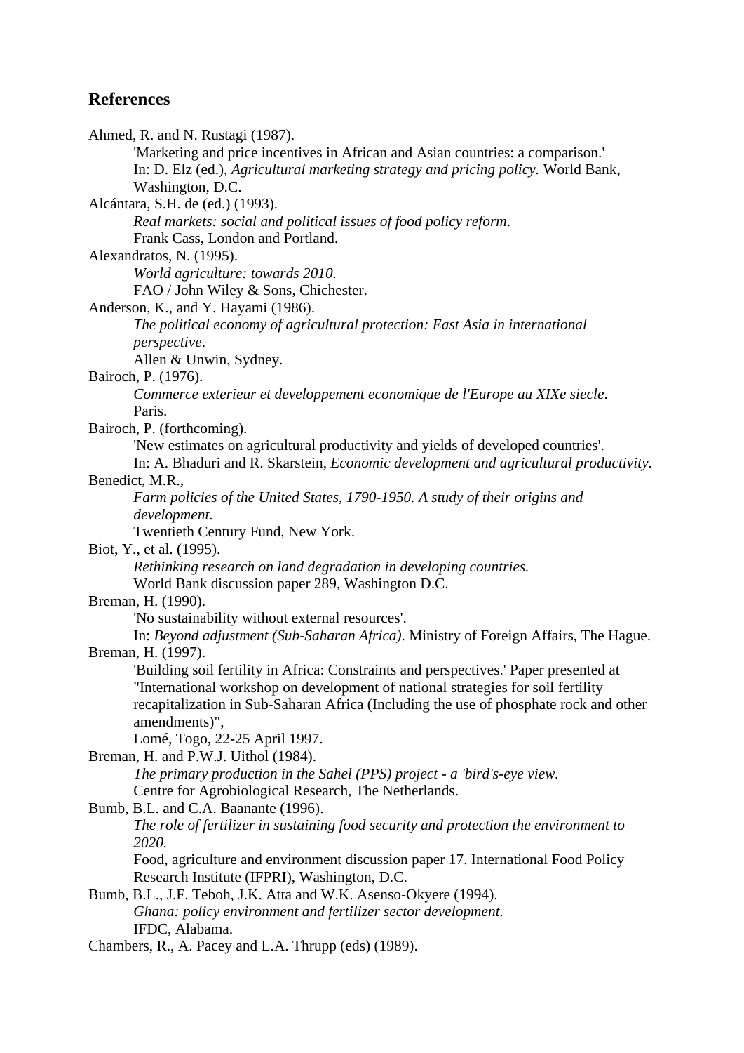## References

Ahmed, R. and N. Rustagi (1987).
'Marketing and price incentives in African and Asian countries: a comparison.'
In: D. Elz (ed.), *Agricultural marketing strategy and pricing policy*. World Bank, Washington, D.C.

Alcántara, S.H. de (ed.) (1993).
*Real markets: social and political issues of food policy reform*.
Frank Cass, London and Portland.

Alexandratos, N. (1995).
*World agriculture: towards 2010.*
FAO / John Wiley & Sons, Chichester.

Anderson, K., and Y. Hayami (1986).
*The political economy of agricultural protection: East Asia in international perspective*.
Allen & Unwin, Sydney.

Bairoch, P. (1976).
*Commerce exterieur et developpement economique de l'Europe au XIXe siecle*.
Paris.

Bairoch, P. (forthcoming).
'New estimates on agricultural productivity and yields of developed countries'.
In: A. Bhaduri and R. Skarstein, *Economic development and agricultural productivity*.

Benedict, M.R.,
*Farm policies of the United States, 1790-1950. A study of their origins and development*.
Twentieth Century Fund, New York.

Biot, Y., et al. (1995).
*Rethinking research on land degradation in developing countries.*
World Bank discussion paper 289, Washington D.C.

Breman, H. (1990).
'No sustainability without external resources'.
In: *Beyond adjustment (Sub-Saharan Africa)*. Ministry of Foreign Affairs, The Hague.

Breman, H. (1997).
'Building soil fertility in Africa: Constraints and perspectives.' Paper presented at "International workshop on development of national strategies for soil fertility recapitalization in Sub-Saharan Africa (Including the use of phosphate rock and other amendments)",
Lomé, Togo, 22-25 April 1997.

Breman, H. and P.W.J. Uithol (1984).
*The primary production in the Sahel (PPS) project - a 'bird's-eye view.*
Centre for Agrobiological Research, The Netherlands.

Bumb, B.L. and C.A. Baanante (1996).
*The role of fertilizer in sustaining food security and protection the environment to 2020.*
Food, agriculture and environment discussion paper 17. International Food Policy Research Institute (IFPRI), Washington, D.C.

Bumb, B.L., J.F. Teboh, J.K. Atta and W.K. Asenso-Okyere (1994).
*Ghana: policy environment and fertilizer sector development.*
IFDC, Alabama.

Chambers, R., A. Pacey and L.A. Thrupp (eds) (1989).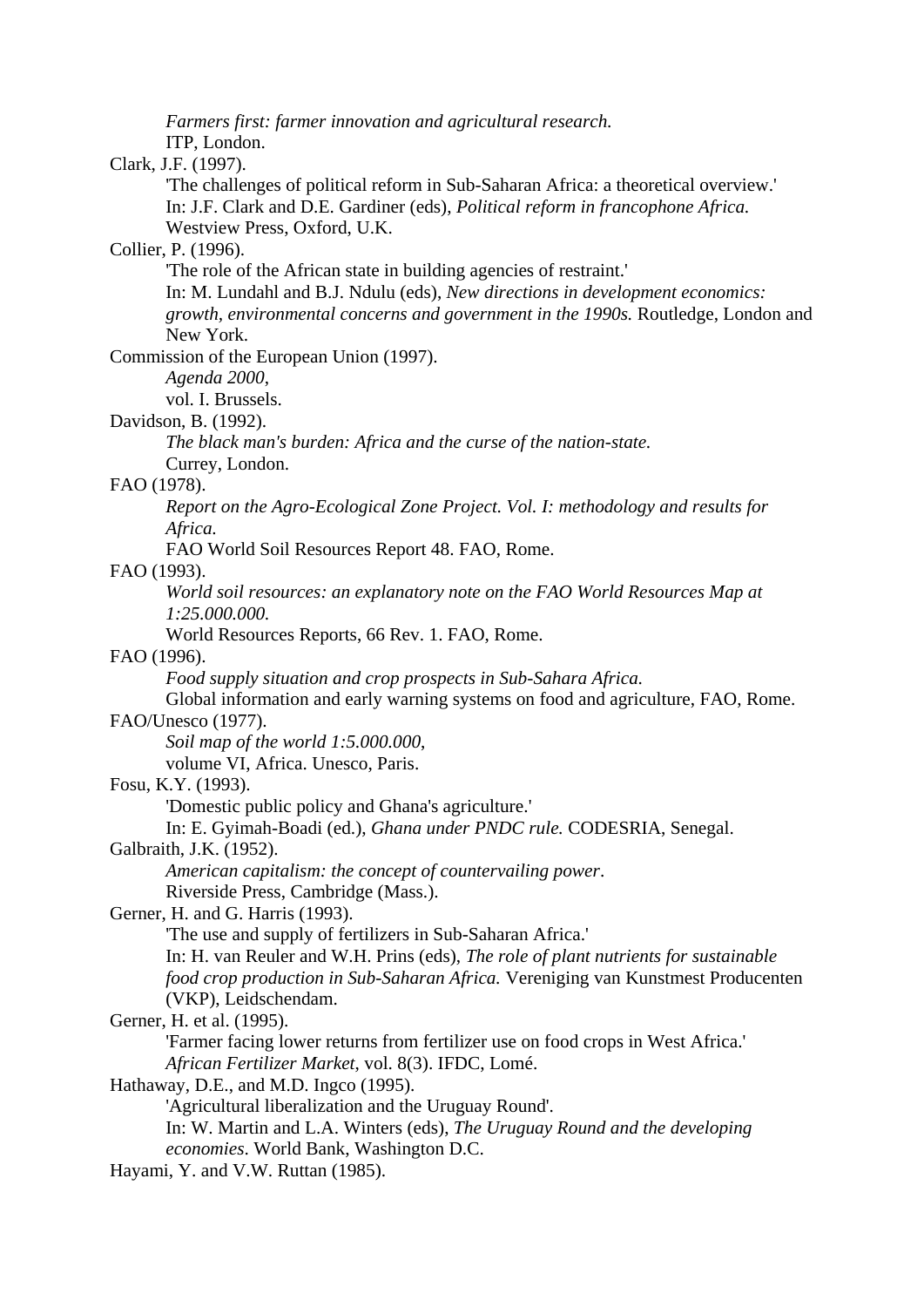*Farmers first: farmer innovation and agricultural research.*
ITP, London.

Clark, J.F. (1997).
'The challenges of political reform in Sub-Saharan Africa: a theoretical overview.'
In: J.F. Clark and D.E. Gardiner (eds), *Political reform in francophone Africa.*
Westview Press, Oxford, U.K.

Collier, P. (1996).
'The role of the African state in building agencies of restraint.'
In: M. Lundahl and B.J. Ndulu (eds), *New directions in development economics: growth, environmental concerns and government in the 1990s.* Routledge, London and New York.

Commission of the European Union (1997).
*Agenda 2000*,
vol. I. Brussels.

Davidson, B. (1992).
*The black man's burden: Africa and the curse of the nation-state.*
Currey, London.

FAO (1978).
*Report on the Agro-Ecological Zone Project. Vol. I: methodology and results for Africa.*
FAO World Soil Resources Report 48. FAO, Rome.

FAO (1993).
*World soil resources: an explanatory note on the FAO World Resources Map at 1:25.000.000.*
World Resources Reports, 66 Rev. 1. FAO, Rome.

FAO (1996).
*Food supply situation and crop prospects in Sub-Sahara Africa.*
Global information and early warning systems on food and agriculture, FAO, Rome.

FAO/Unesco (1977).
*Soil map of the world 1:5.000.000*,
volume VI, Africa. Unesco, Paris.

Fosu, K.Y. (1993).
'Domestic public policy and Ghana's agriculture.'
In: E. Gyimah-Boadi (ed.), *Ghana under PNDC rule.* CODESRIA, Senegal.

Galbraith, J.K. (1952).
*American capitalism: the concept of countervailing power*.
Riverside Press, Cambridge (Mass.).

Gerner, H. and G. Harris (1993).
'The use and supply of fertilizers in Sub-Saharan Africa.'
In: H. van Reuler and W.H. Prins (eds), *The role of plant nutrients for sustainable food crop production in Sub-Saharan Africa.* Vereniging van Kunstmest Producenten (VKP), Leidschendam.

Gerner, H. et al. (1995).
'Farmer facing lower returns from fertilizer use on food crops in West Africa.'
*African Fertilizer Market*, vol. 8(3). IFDC, Lomé.

Hathaway, D.E., and M.D. Ingco (1995).
'Agricultural liberalization and the Uruguay Round'.
In: W. Martin and L.A. Winters (eds), *The Uruguay Round and the developing economies*. World Bank, Washington D.C.

Hayami, Y. and V.W. Ruttan (1985).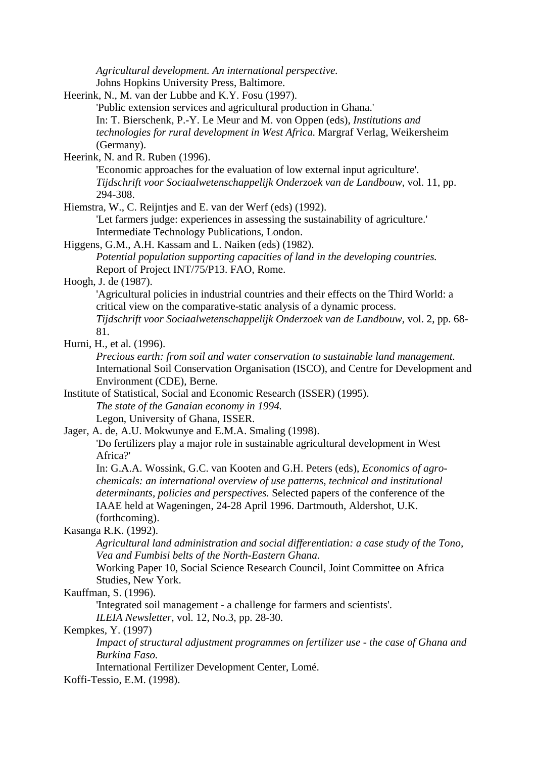*Agricultural development. An international perspective.*
Johns Hopkins University Press, Baltimore.

Heerink, N., M. van der Lubbe and K.Y. Fosu (1997).
'Public extension services and agricultural production in Ghana.'
In: T. Bierschenk, P.-Y. Le Meur and M. von Oppen (eds), *Institutions and technologies for rural development in West Africa.* Margraf Verlag, Weikersheim (Germany).

Heerink, N. and R. Ruben (1996).
'Economic approaches for the evaluation of low external input agriculture'.
*Tijdschrift voor Sociaalwetenschappelijk Onderzoek van de Landbouw*, vol. 11, pp. 294-308.

Hiemstra, W., C. Reijntjes and E. van der Werf (eds) (1992).
'Let farmers judge: experiences in assessing the sustainability of agriculture.'
Intermediate Technology Publications, London.

Higgens, G.M., A.H. Kassam and L. Naiken (eds) (1982).
*Potential population supporting capacities of land in the developing countries.*
Report of Project INT/75/P13. FAO, Rome.

Hoogh, J. de (1987).
'Agricultural policies in industrial countries and their effects on the Third World: a critical view on the comparative-static analysis of a dynamic process.
*Tijdschrift voor Sociaalwetenschappelijk Onderzoek van de Landbouw*, vol. 2, pp. 68-81.

Hurni, H., et al. (1996).
*Precious earth: from soil and water conservation to sustainable land management.*
International Soil Conservation Organisation (ISCO), and Centre for Development and Environment (CDE), Berne.

Institute of Statistical, Social and Economic Research (ISSER) (1995).
*The state of the Ganaian economy in 1994.*
Legon, University of Ghana, ISSER.

Jager, A. de, A.U. Mokwunye and E.M.A. Smaling (1998).
'Do fertilizers play a major role in sustainable agricultural development in West Africa?'
In: G.A.A. Wossink, G.C. van Kooten and G.H. Peters (eds), *Economics of agro-chemicals: an international overview of use patterns, technical and institutional determinants, policies and perspectives.* Selected papers of the conference of the IAAE held at Wageningen, 24-28 April 1996. Dartmouth, Aldershot, U.K. (forthcoming).

Kasanga R.K. (1992).
*Agricultural land administration and social differentiation: a case study of the Tono, Vea and Fumbisi belts of the North-Eastern Ghana.*
Working Paper 10, Social Science Research Council, Joint Committee on Africa Studies, New York.

Kauffman, S. (1996).
'Integrated soil management - a challenge for farmers and scientists'.
*ILEIA Newsletter,* vol. 12, No.3, pp. 28-30.

Kempkes, Y. (1997)
*Impact of structural adjustment programmes on fertilizer use - the case of Ghana and Burkina Faso.*
International Fertilizer Development Center, Lomé.

Koffi-Tessio, E.M. (1998).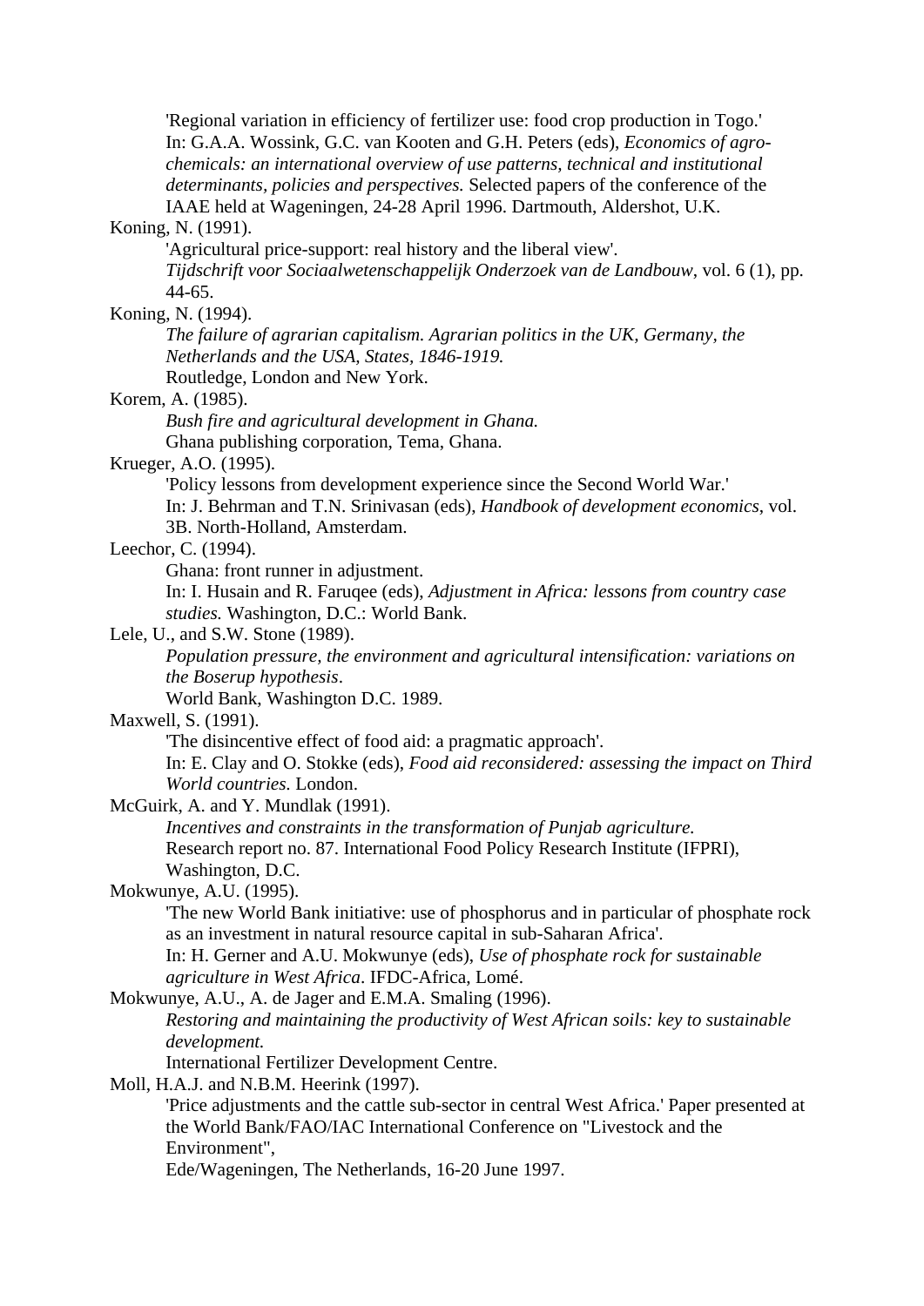'Regional variation in efficiency of fertilizer use: food crop production in Togo.'
In: G.A.A. Wossink, G.C. van Kooten and G.H. Peters (eds), *Economics of agro-chemicals: an international overview of use patterns, technical and institutional determinants, policies and perspectives.* Selected papers of the conference of the IAAE held at Wageningen, 24-28 April 1996. Dartmouth, Aldershot, U.K.

Koning, N. (1991).
'Agricultural price-support: real history and the liberal view'.
*Tijdschrift voor Sociaalwetenschappelijk Onderzoek van de Landbouw*, vol. 6 (1), pp. 44-65.

Koning, N. (1994).
*The failure of agrarian capitalism. Agrarian politics in the UK, Germany, the Netherlands and the USA, States, 1846-1919.*
Routledge, London and New York.

Korem, A. (1985).
*Bush fire and agricultural development in Ghana.*
Ghana publishing corporation, Tema, Ghana.

Krueger, A.O. (1995).
'Policy lessons from development experience since the Second World War.'
In: J. Behrman and T.N. Srinivasan (eds), *Handbook of development economics*, vol. 3B. North-Holland, Amsterdam.

Leechor, C. (1994).
Ghana: front runner in adjustment.
In: I. Husain and R. Faruqee (eds), *Adjustment in Africa: lessons from country case studies.* Washington, D.C.: World Bank.

Lele, U., and S.W. Stone (1989).
*Population pressure, the environment and agricultural intensification: variations on the Boserup hypothesis*.
World Bank, Washington D.C. 1989.

Maxwell, S. (1991).
'The disincentive effect of food aid: a pragmatic approach'.
In: E. Clay and O. Stokke (eds), *Food aid reconsidered: assessing the impact on Third World countries.* London.

McGuirk, A. and Y. Mundlak (1991).
*Incentives and constraints in the transformation of Punjab agriculture.*
Research report no. 87. International Food Policy Research Institute (IFPRI), Washington, D.C.

Mokwunye, A.U. (1995).
'The new World Bank initiative: use of phosphorus and in particular of phosphate rock as an investment in natural resource capital in sub-Saharan Africa'.
In: H. Gerner and A.U. Mokwunye (eds), *Use of phosphate rock for sustainable agriculture in West Africa*. IFDC-Africa, Lomé.

Mokwunye, A.U., A. de Jager and E.M.A. Smaling (1996).
*Restoring and maintaining the productivity of West African soils: key to sustainable development.*
International Fertilizer Development Centre.

Moll, H.A.J. and N.B.M. Heerink (1997).
'Price adjustments and the cattle sub-sector in central West Africa.' Paper presented at the World Bank/FAO/IAC International Conference on "Livestock and the Environment",
Ede/Wageningen, The Netherlands, 16-20 June 1997.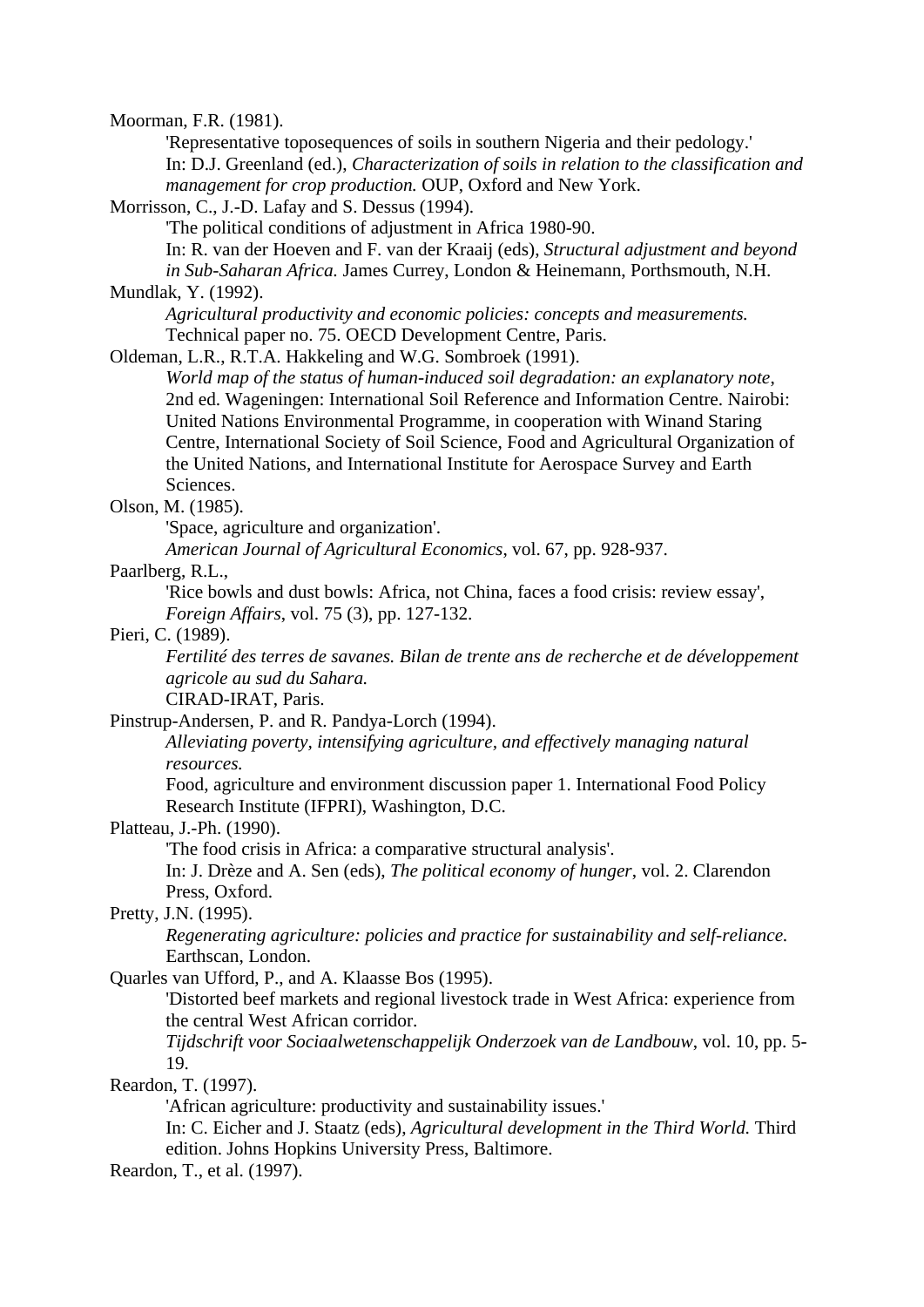Moorman, F.R. (1981).
'Representative toposequences of soils in southern Nigeria and their pedology.'
In: D.J. Greenland (ed.), *Characterization of soils in relation to the classification and management for crop production.* OUP, Oxford and New York.

Morrisson, C., J.-D. Lafay and S. Dessus (1994).
'The political conditions of adjustment in Africa 1980-90.
In: R. van der Hoeven and F. van der Kraaij (eds), *Structural adjustment and beyond in Sub-Saharan Africa.* James Currey, London & Heinemann, Porthsmouth, N.H.

Mundlak, Y. (1992).
*Agricultural productivity and economic policies: concepts and measurements.*
Technical paper no. 75. OECD Development Centre, Paris.

Oldeman, L.R., R.T.A. Hakkeling and W.G. Sombroek (1991).
*World map of the status of human-induced soil degradation: an explanatory note*, 2nd ed. Wageningen: International Soil Reference and Information Centre. Nairobi: United Nations Environmental Programme, in cooperation with Winand Staring Centre, International Society of Soil Science, Food and Agricultural Organization of the United Nations, and International Institute for Aerospace Survey and Earth Sciences.

Olson, M. (1985).
'Space, agriculture and organization'.
*American Journal of Agricultural Economics*, vol. 67, pp. 928-937.

Paarlberg, R.L.,
'Rice bowls and dust bowls: Africa, not China, faces a food crisis: review essay', *Foreign Affairs*, vol. 75 (3), pp. 127-132.

Pieri, C. (1989).
*Fertilité des terres de savanes. Bilan de trente ans de recherche et de développement agricole au sud du Sahara.*
CIRAD-IRAT, Paris.

Pinstrup-Andersen, P. and R. Pandya-Lorch (1994).
*Alleviating poverty, intensifying agriculture, and effectively managing natural resources.*
Food, agriculture and environment discussion paper 1. International Food Policy Research Institute (IFPRI), Washington, D.C.

Platteau, J.-Ph. (1990).
'The food crisis in Africa: a comparative structural analysis'.
In: J. Drèze and A. Sen (eds), *The political economy of hunger*, vol. 2. Clarendon Press, Oxford.

Pretty, J.N. (1995).
*Regenerating agriculture: policies and practice for sustainability and self-reliance.*
Earthscan, London.

Quarles van Ufford, P., and A. Klaasse Bos (1995).
'Distorted beef markets and regional livestock trade in West Africa: experience from the central West African corridor.
*Tijdschrift voor Sociaalwetenschappelijk Onderzoek van de Landbouw*, vol. 10, pp. 5-19.

Reardon, T. (1997).
'African agriculture: productivity and sustainability issues.'
In: C. Eicher and J. Staatz (eds), *Agricultural development in the Third World.* Third edition. Johns Hopkins University Press, Baltimore.

Reardon, T., et al. (1997).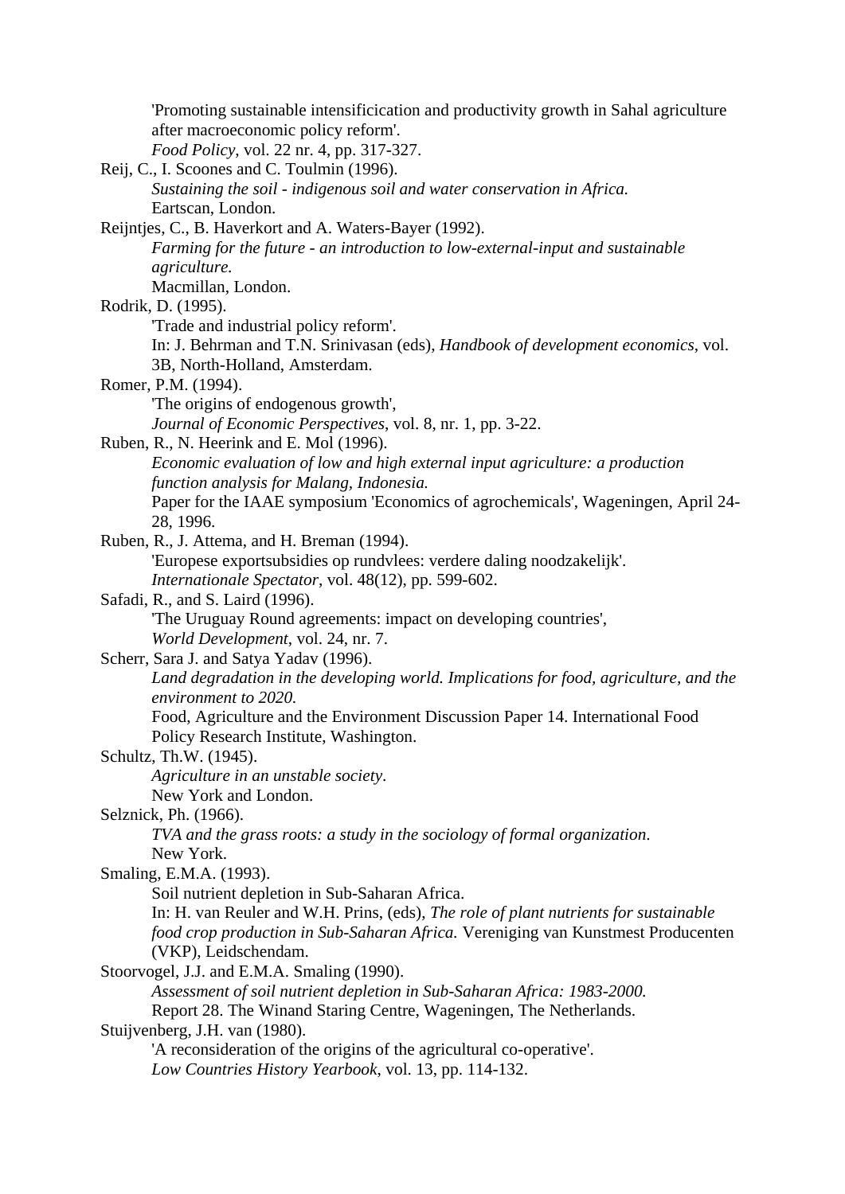'Promoting sustainable intensificication and productivity growth in Sahal agriculture after macroeconomic policy reform'.
*Food Policy*, vol. 22 nr. 4, pp. 317-327.

Reij, C., I. Scoones and C. Toulmin (1996).
*Sustaining the soil - indigenous soil and water conservation in Africa.*
Eartscan, London.

Reijntjes, C., B. Haverkort and A. Waters-Bayer (1992).
*Farming for the future - an introduction to low-external-input and sustainable agriculture.*
Macmillan, London.

Rodrik, D. (1995).
'Trade and industrial policy reform'.
In: J. Behrman and T.N. Srinivasan (eds), *Handbook of development economics*, vol. 3B, North-Holland, Amsterdam.

Romer, P.M. (1994).
'The origins of endogenous growth',
*Journal of Economic Perspectives*, vol. 8, nr. 1, pp. 3-22.

Ruben, R., N. Heerink and E. Mol (1996).
*Economic evaluation of low and high external input agriculture: a production function analysis for Malang, Indonesia.*
Paper for the IAAE symposium 'Economics of agrochemicals', Wageningen, April 24-28, 1996.

Ruben, R., J. Attema, and H. Breman (1994).
'Europese exportsubsidies op rundvlees: verdere daling noodzakelijk'.
*Internationale Spectator*, vol. 48(12), pp. 599-602.

Safadi, R., and S. Laird (1996).
'The Uruguay Round agreements: impact on developing countries',
*World Development*, vol. 24, nr. 7.

Scherr, Sara J. and Satya Yadav (1996).
*Land degradation in the developing world. Implications for food, agriculture, and the environment to 2020.*
Food, Agriculture and the Environment Discussion Paper 14. International Food Policy Research Institute, Washington.

Schultz, Th.W. (1945).
*Agriculture in an unstable society*.
New York and London.

Selznick, Ph. (1966).
*TVA and the grass roots: a study in the sociology of formal organization*.
New York.

Smaling, E.M.A. (1993).
Soil nutrient depletion in Sub-Saharan Africa.
In: H. van Reuler and W.H. Prins, (eds), *The role of plant nutrients for sustainable food crop production in Sub-Saharan Africa.* Vereniging van Kunstmest Producenten (VKP), Leidschendam.

Stoorvogel, J.J. and E.M.A. Smaling (1990).
*Assessment of soil nutrient depletion in Sub-Saharan Africa: 1983-2000.*
Report 28. The Winand Staring Centre, Wageningen, The Netherlands.

Stuijvenberg, J.H. van (1980).
'A reconsideration of the origins of the agricultural co-operative'.
*Low Countries History Yearbook*, vol. 13, pp. 114-132.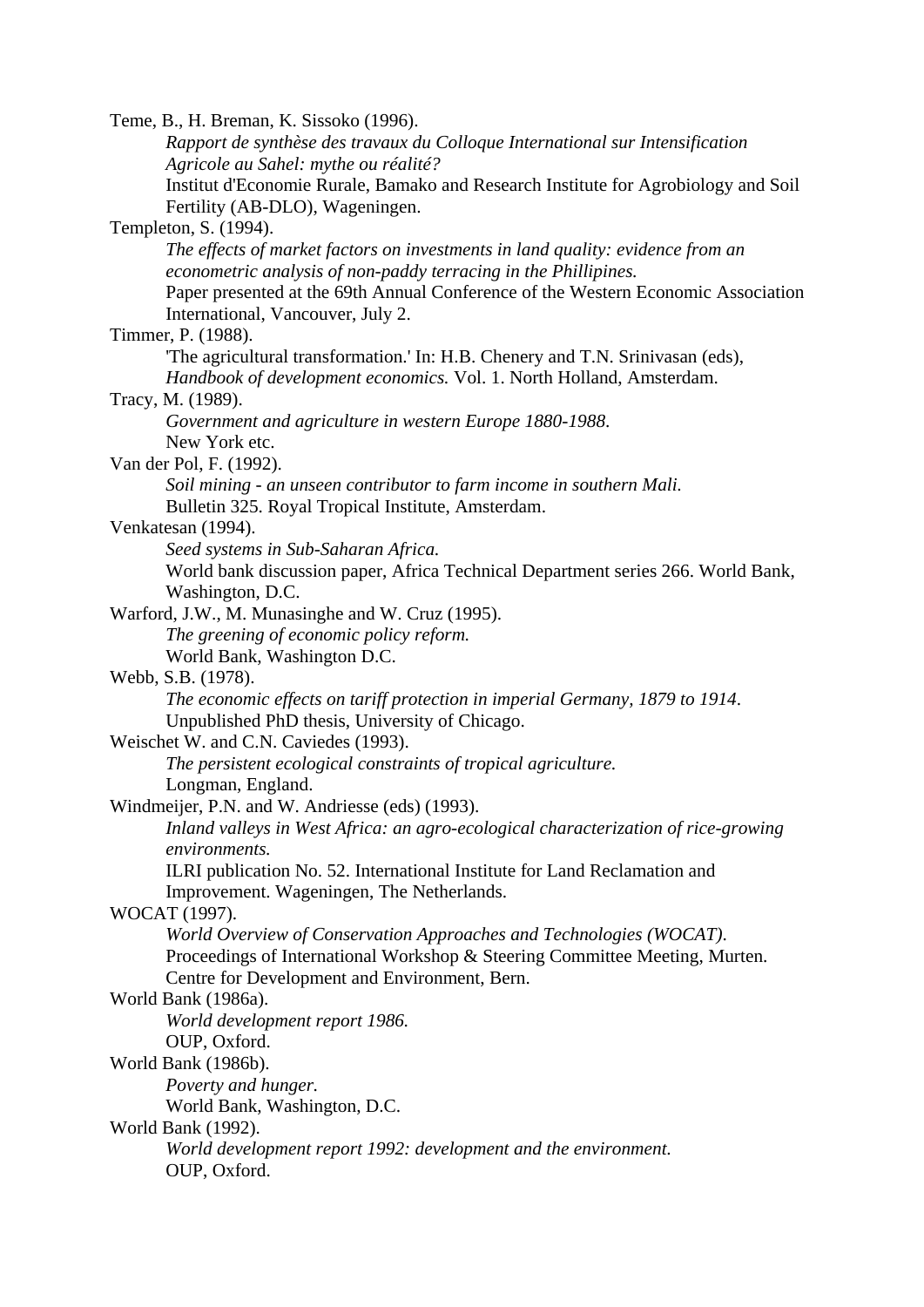Teme, B., H. Breman, K. Sissoko (1996).
*Rapport de synthèse des travaux du Colloque International sur Intensification Agricole au Sahel: mythe ou réalité?*
Institut d'Economie Rurale, Bamako and Research Institute for Agrobiology and Soil Fertility (AB-DLO), Wageningen.

Templeton, S. (1994).
*The effects of market factors on investments in land quality: evidence from an econometric analysis of non-paddy terracing in the Phillipines.*
Paper presented at the 69th Annual Conference of the Western Economic Association International, Vancouver, July 2.

Timmer, P. (1988).
'The agricultural transformation.' In: H.B. Chenery and T.N. Srinivasan (eds), *Handbook of development economics.* Vol. 1. North Holland, Amsterdam.

Tracy, M. (1989).
*Government and agriculture in western Europe 1880-1988*.
New York etc.

Van der Pol, F. (1992).
*Soil mining - an unseen contributor to farm income in southern Mali.*
Bulletin 325. Royal Tropical Institute, Amsterdam.

Venkatesan (1994).
*Seed systems in Sub-Saharan Africa.*
World bank discussion paper, Africa Technical Department series 266. World Bank, Washington, D.C.

Warford, J.W., M. Munasinghe and W. Cruz (1995).
*The greening of economic policy reform.*
World Bank, Washington D.C.

Webb, S.B. (1978).
*The economic effects on tariff protection in imperial Germany, 1879 to 1914*.
Unpublished PhD thesis, University of Chicago.

Weischet W. and C.N. Caviedes (1993).
*The persistent ecological constraints of tropical agriculture.*
Longman, England.

Windmeijer, P.N. and W. Andriesse (eds) (1993).
*Inland valleys in West Africa: an agro-ecological characterization of rice-growing environments.*
ILRI publication No. 52. International Institute for Land Reclamation and Improvement. Wageningen, The Netherlands.

WOCAT (1997).
*World Overview of Conservation Approaches and Technologies (WOCAT).*
Proceedings of International Workshop & Steering Committee Meeting, Murten. Centre for Development and Environment, Bern.

World Bank (1986a).
*World development report 1986.*
OUP, Oxford.

World Bank (1986b).
*Poverty and hunger.*
World Bank, Washington, D.C.

World Bank (1992).
*World development report 1992: development and the environment.*
OUP, Oxford.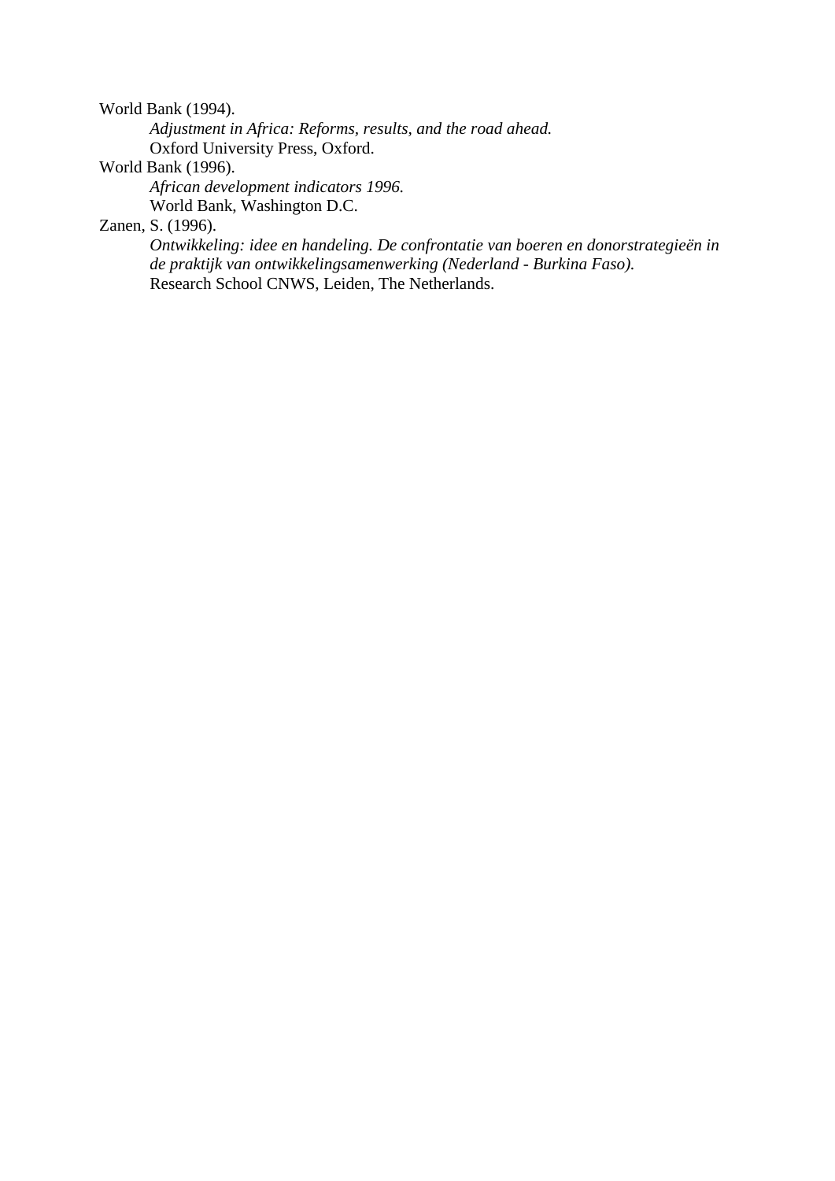World Bank (1994).
*Adjustment in Africa: Reforms, results, and the road ahead.*
Oxford University Press, Oxford.

World Bank (1996).
*African development indicators 1996.*
World Bank, Washington D.C.

Zanen, S. (1996).
*Ontwikkeling: idee en handeling. De confrontatie van boeren en donorstrategieën in de praktijk van ontwikkelingsamenwerking (Nederland - Burkina Faso).*
Research School CNWS, Leiden, The Netherlands.